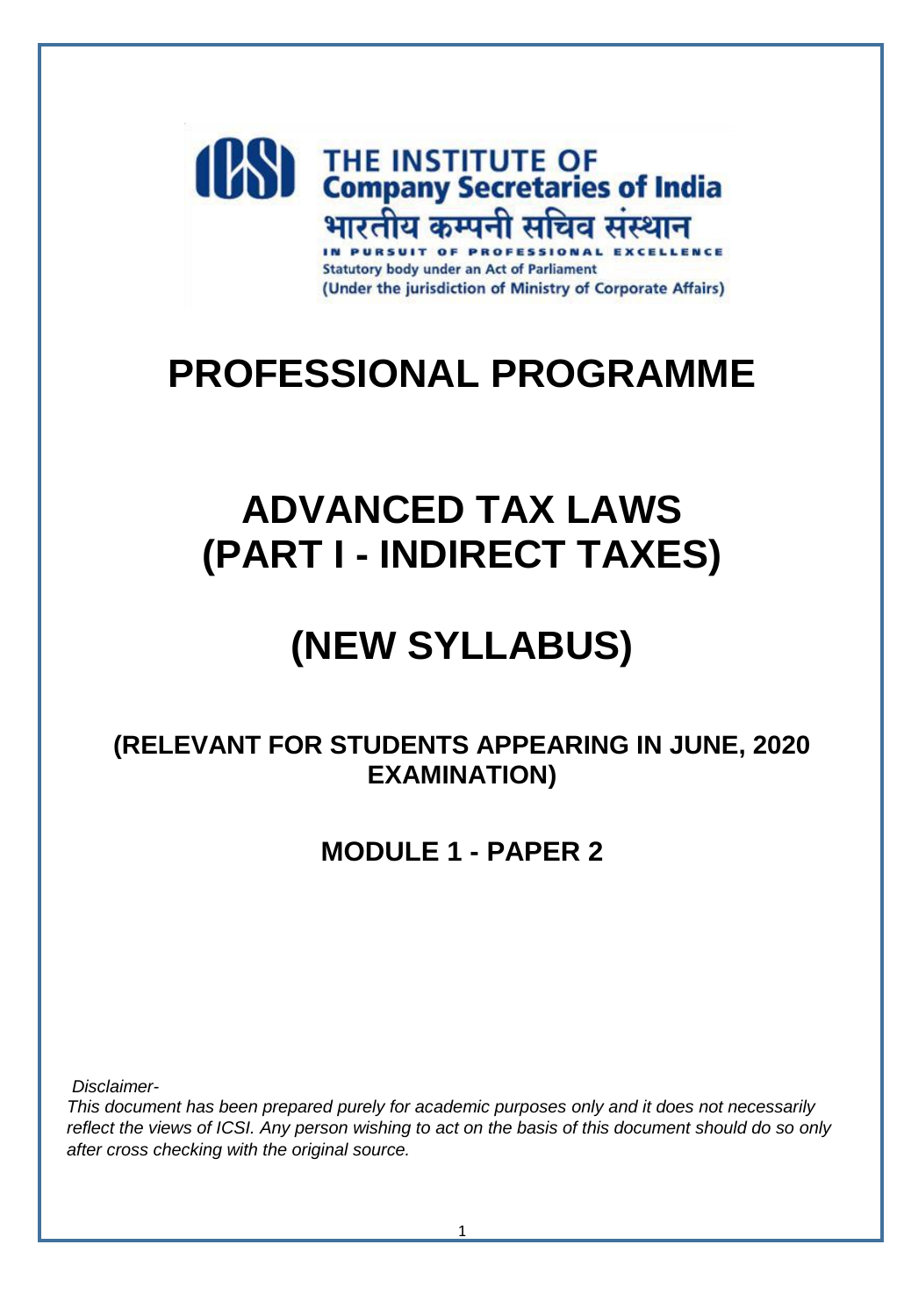THE INSTITUTE OF
**Company Secretaries of India**

भारतीय कम्पनी सचिव संस्थान

IN PURSUIT OF PROFESSIONAL EXCELLENCE

Statutory body under an Act of Parliament

(Under the jurisdiction of Ministry of Corporate Affairs)

# PROFESSIONAL PROGRAMME

# ADVANCED TAX LAWS (PART I - INDIRECT TAXES)

# (NEW SYLLABUS)

## (RELEVANT FOR STUDENTS APPEARING IN JUNE, 2020 EXAMINATION)

## MODULE 1 - PAPER 2

*Disclaimer-*

*This document has been prepared purely for academic purposes only and it does not necessarily reflect the views of ICSI. Any person wishing to act on the basis of this document should do so only after cross checking with the original source.*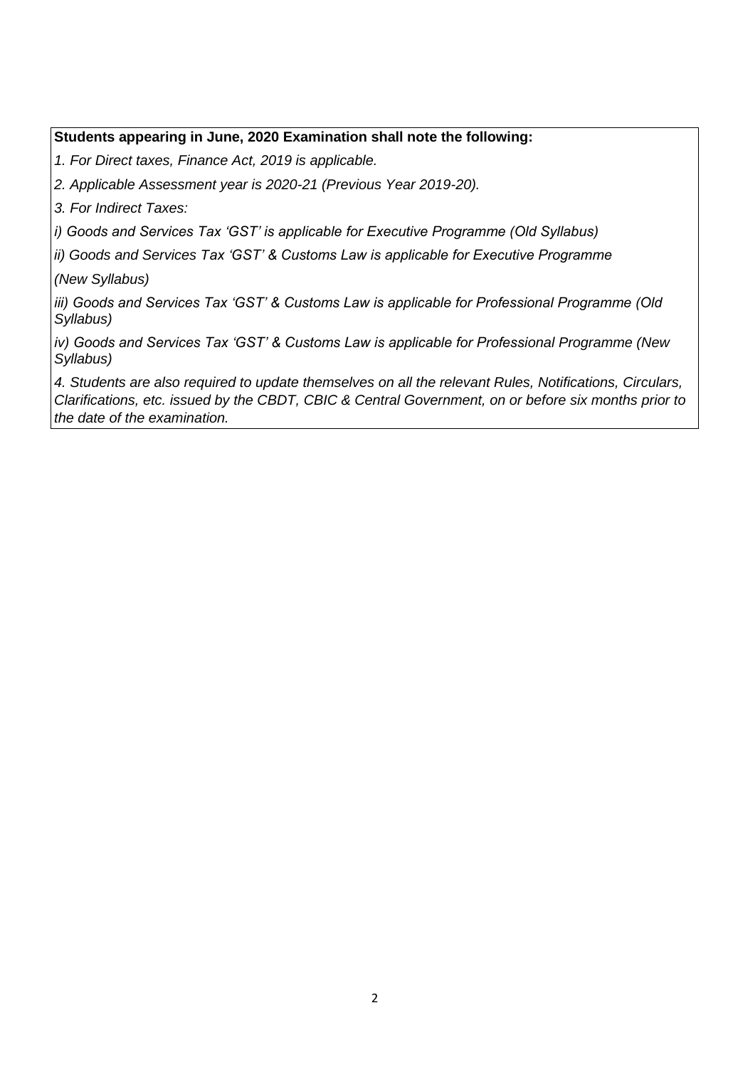**Students appearing in June, 2020 Examination shall note the following:**

*1. For Direct taxes, Finance Act, 2019 is applicable.*

*2. Applicable Assessment year is 2020-21 (Previous Year 2019-20).*

*3. For Indirect Taxes:*

*i) Goods and Services Tax 'GST' is applicable for Executive Programme (Old Syllabus)*

*ii) Goods and Services Tax 'GST' & Customs Law is applicable for Executive Programme (New Syllabus)*

*iii) Goods and Services Tax 'GST' & Customs Law is applicable for Professional Programme (Old Syllabus)*

*iv) Goods and Services Tax 'GST' & Customs Law is applicable for Professional Programme (New Syllabus)*

*4. Students are also required to update themselves on all the relevant Rules, Notifications, Circulars, Clarifications, etc. issued by the CBDT, CBIC & Central Government, on or before six months prior to the date of the examination.*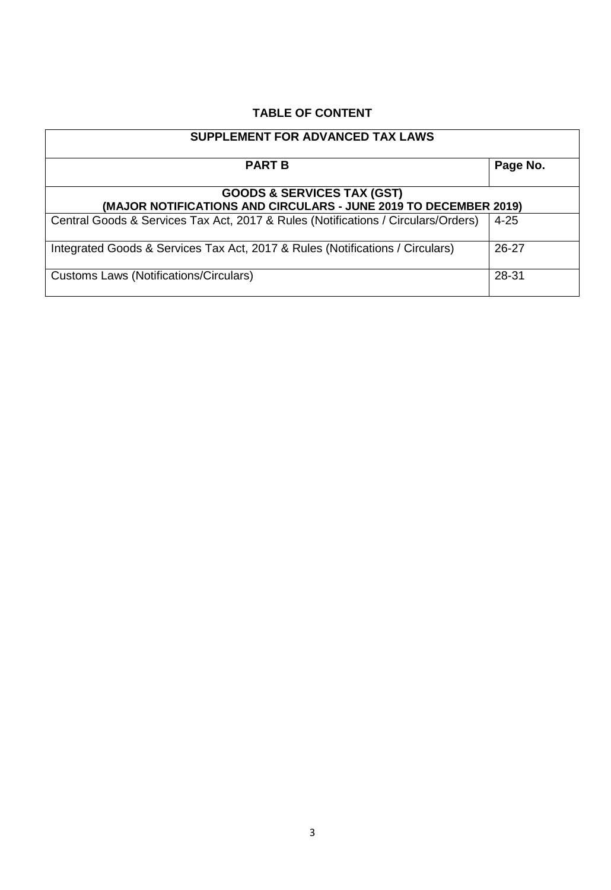## TABLE OF CONTENT

| SUPPLEMENT FOR ADVANCED TAX LAWS | |
|---|---|
| **PART B** | **Page No.** |
| **GOODS & SERVICES TAX (GST)** **(MAJOR NOTIFICATIONS AND CIRCULARS - JUNE 2019 TO DECEMBER 2019)** | |
| Central Goods & Services Tax Act, 2017 & Rules (Notifications / Circulars/Orders) | 4-25 |
| Integrated Goods & Services Tax Act, 2017 & Rules (Notifications / Circulars) | 26-27 |
| Customs Laws (Notifications/Circulars) | 28-31 |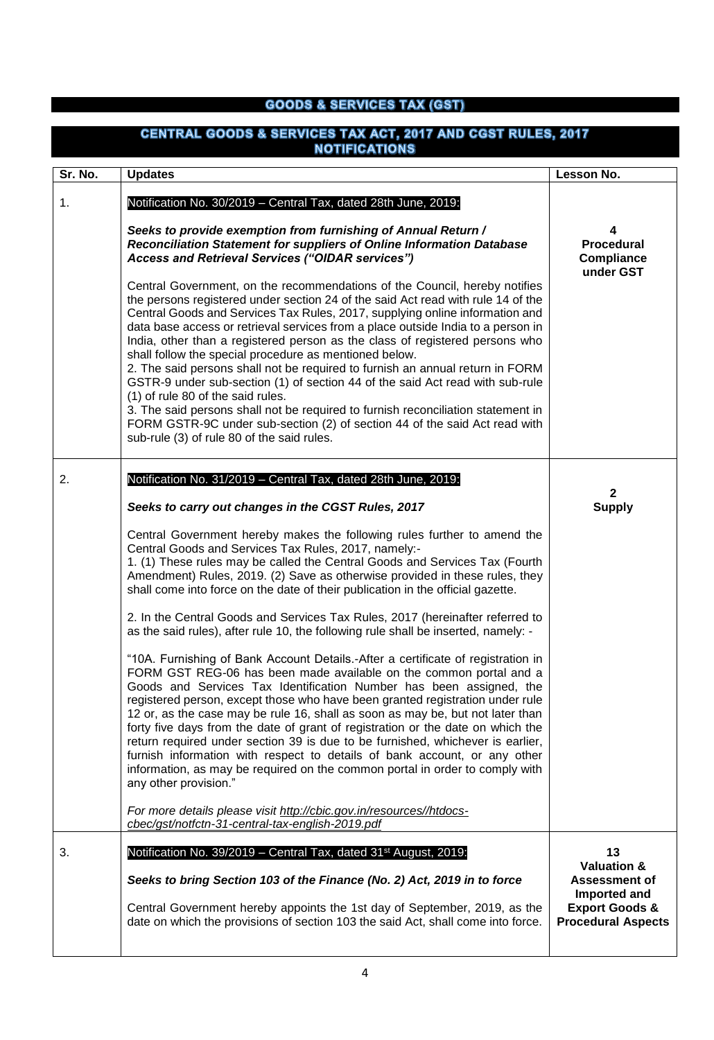# GOODS & SERVICES TAX (GST)

## CENTRAL GOODS & SERVICES TAX ACT, 2017 AND CGST RULES, 2017 NOTIFICATIONS

| Sr. No. | Updates | Lesson No. |
|---|---|---|
| 1. | Notification No. 30/2019 – Central Tax, dated 28th June, 2019:<br><br>***Seeks to provide exemption from furnishing of Annual Return / Reconciliation Statement for suppliers of Online Information Database Access and Retrieval Services ("OIDAR services")***<br><br>Central Government, on the recommendations of the Council, hereby notifies the persons registered under section 24 of the said Act read with rule 14 of the Central Goods and Services Tax Rules, 2017, supplying online information and data base access or retrieval services from a place outside India to a person in India, other than a registered person as the class of registered persons who shall follow the special procedure as mentioned below.<br>2. The said persons shall not be required to furnish an annual return in FORM GSTR-9 under sub-section (1) of section 44 of the said Act read with sub-rule (1) of rule 80 of the said rules.<br>3. The said persons shall not be required to furnish reconciliation statement in FORM GSTR-9C under sub-section (2) of section 44 of the said Act read with sub-rule (3) of rule 80 of the said rules. | **4**<br>**Procedural Compliance under GST** |
| 2. | Notification No. 31/2019 – Central Tax, dated 28th June, 2019:<br><br>***Seeks to carry out changes in the CGST Rules, 2017***<br><br>Central Government hereby makes the following rules further to amend the Central Goods and Services Tax Rules, 2017, namely:-<br>1. (1) These rules may be called the Central Goods and Services Tax (Fourth Amendment) Rules, 2019. (2) Save as otherwise provided in these rules, they shall come into force on the date of their publication in the official gazette.<br><br>2. In the Central Goods and Services Tax Rules, 2017 (hereinafter referred to as the said rules), after rule 10, the following rule shall be inserted, namely: -<br><br>"10A. Furnishing of Bank Account Details.-After a certificate of registration in FORM GST REG-06 has been made available on the common portal and a Goods and Services Tax Identification Number has been assigned, the registered person, except those who have been granted registration under rule 12 or, as the case may be rule 16, shall as soon as may be, but not later than forty five days from the date of grant of registration or the date on which the return required under section 39 is due to be furnished, whichever is earlier, furnish information with respect to details of bank account, or any other information, as may be required on the common portal in order to comply with any other provision."<br><br>*For more details please visit http://cbic.gov.in/resources//htdocs-cbec/gst/notfctn-31-central-tax-english-2019.pdf* | **2**<br>**Supply** |
| 3. | Notification No. 39/2019 – Central Tax, dated 31st August, 2019:<br><br>***Seeks to bring Section 103 of the Finance (No. 2) Act, 2019 in to force***<br><br>Central Government hereby appoints the 1st day of September, 2019, as the date on which the provisions of section 103 the said Act, shall come into force. | **13**<br>**Valuation & Assessment of Imported and Export Goods & Procedural Aspects** |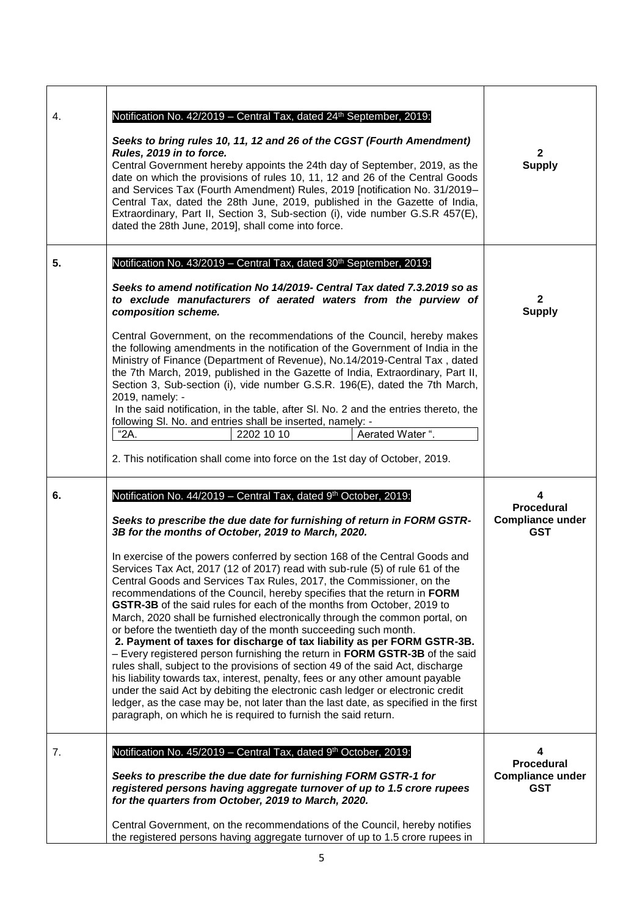| | | |
|---|---|---|
| 4. | Notification No. 42/2019 – Central Tax, dated 24th September, 2019:<br><br>***Seeks to bring rules 10, 11, 12 and 26 of the CGST (Fourth Amendment) Rules, 2019 in to force.***<br>Central Government hereby appoints the 24th day of September, 2019, as the date on which the provisions of rules 10, 11, 12 and 26 of the Central Goods and Services Tax (Fourth Amendment) Rules, 2019 [notification No. 31/2019– Central Tax, dated the 28th June, 2019, published in the Gazette of India, Extraordinary, Part II, Section 3, Sub-section (i), vide number G.S.R 457(E), dated the 28th June, 2019], shall come into force. | **2**<br>**Supply** |
| **5.** | Notification No. 43/2019 – Central Tax, dated 30th September, 2019:<br><br>***Seeks to amend notification No 14/2019- Central Tax dated 7.3.2019 so as to exclude manufacturers of aerated waters from the purview of composition scheme.***<br><br>Central Government, on the recommendations of the Council, hereby makes the following amendments in the notification of the Government of India in the Ministry of Finance (Department of Revenue), No.14/2019-Central Tax , dated the 7th March, 2019, published in the Gazette of India, Extraordinary, Part II, Section 3, Sub-section (i), vide number G.S.R. 196(E), dated the 7th March, 2019, namely: -<br>In the said notification, in the table, after Sl. No. 2 and the entries thereto, the following Sl. No. and entries shall be inserted, namely: -<br>"2A. \| 2202 10 10 \| Aerated Water ".<br><br>2. This notification shall come into force on the 1st day of October, 2019. | **2**<br>**Supply** |
| **6.** | Notification No. 44/2019 – Central Tax, dated 9th October, 2019:<br><br>***Seeks to prescribe the due date for furnishing of return in FORM GSTR-3B for the months of October, 2019 to March, 2020.***<br><br>In exercise of the powers conferred by section 168 of the Central Goods and Services Tax Act, 2017 (12 of 2017) read with sub-rule (5) of rule 61 of the Central Goods and Services Tax Rules, 2017, the Commissioner, on the recommendations of the Council, hereby specifies that the return in **FORM GSTR-3B** of the said rules for each of the months from October, 2019 to March, 2020 shall be furnished electronically through the common portal, on or before the twentieth day of the month succeeding such month.<br>**2. Payment of taxes for discharge of tax liability as per FORM GSTR-3B.** – Every registered person furnishing the return in **FORM GSTR-3B** of the said rules shall, subject to the provisions of section 49 of the said Act, discharge his liability towards tax, interest, penalty, fees or any other amount payable under the said Act by debiting the electronic cash ledger or electronic credit ledger, as the case may be, not later than the last date, as specified in the first paragraph, on which he is required to furnish the said return. | **4**<br>**Procedural Compliance under GST** |
| 7. | Notification No. 45/2019 – Central Tax, dated 9th October, 2019:<br><br>***Seeks to prescribe the due date for furnishing FORM GSTR-1 for registered persons having aggregate turnover of up to 1.5 crore rupees for the quarters from October, 2019 to March, 2020.***<br><br>Central Government, on the recommendations of the Council, hereby notifies the registered persons having aggregate turnover of up to 1.5 crore rupees in | **4**<br>**Procedural Compliance under GST** |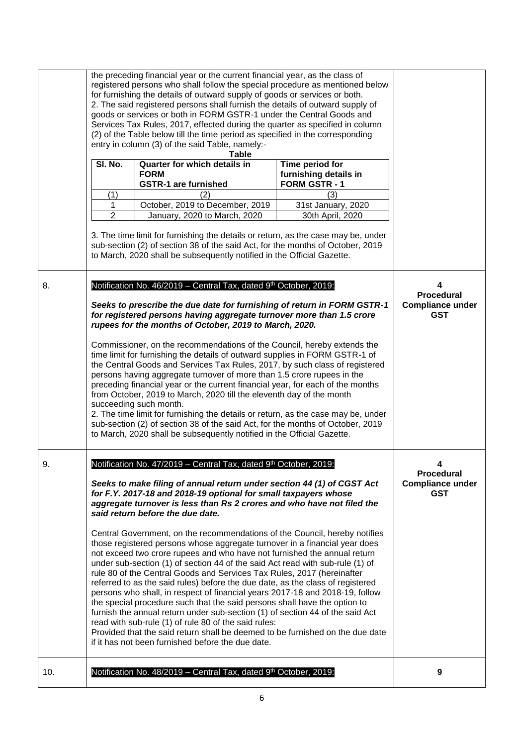| | | |
|---|---|---|
| | the preceding financial year or the current financial year, as the class of registered persons who shall follow the special procedure as mentioned below for furnishing the details of outward supply of goods or services or both.<br>2. The said registered persons shall furnish the details of outward supply of goods or services or both in FORM GSTR-1 under the Central Goods and Services Tax Rules, 2017, effected during the quarter as specified in column (2) of the Table below till the time period as specified in the corresponding entry in column (3) of the said Table, namely:-<br>**Table**<br>**Sl. No.** (1) — **Quarter for which details in FORM GSTR-1 are furnished** (2) — **Time period for furnishing details in FORM GSTR - 1** (3)<br>1 — October, 2019 to December, 2019 — 31st January, 2020<br>2 — January, 2020 to March, 2020 — 30th April, 2020<br><br>3. The time limit for furnishing the details or return, as the case may be, under sub-section (2) of section 38 of the said Act, for the months of October, 2019 to March, 2020 shall be subsequently notified in the Official Gazette. | |
| 8. | Notification No. 46/2019 – Central Tax, dated 9th October, 2019:<br><br>***Seeks to prescribe the due date for furnishing of return in FORM GSTR-1 for registered persons having aggregate turnover more than 1.5 crore rupees for the months of October, 2019 to March, 2020.***<br><br>Commissioner, on the recommendations of the Council, hereby extends the time limit for furnishing the details of outward supplies in FORM GSTR-1 of the Central Goods and Services Tax Rules, 2017, by such class of registered persons having aggregate turnover of more than 1.5 crore rupees in the preceding financial year or the current financial year, for each of the months from October, 2019 to March, 2020 till the eleventh day of the month succeeding such month.<br>2. The time limit for furnishing the details or return, as the case may be, under sub-section (2) of section 38 of the said Act, for the months of October, 2019 to March, 2020 shall be subsequently notified in the Official Gazette. | **4**<br>**Procedural Compliance under GST** |
| 9. | Notification No. 47/2019 – Central Tax, dated 9th October, 2019:<br><br>***Seeks to make filing of annual return under section 44 (1) of CGST Act for F.Y. 2017-18 and 2018-19 optional for small taxpayers whose aggregate turnover is less than Rs 2 crores and who have not filed the said return before the due date.***<br><br>Central Government, on the recommendations of the Council, hereby notifies those registered persons whose aggregate turnover in a financial year does not exceed two crore rupees and who have not furnished the annual return under sub-section (1) of section 44 of the said Act read with sub-rule (1) of rule 80 of the Central Goods and Services Tax Rules, 2017 (hereinafter referred to as the said rules) before the due date, as the class of registered persons who shall, in respect of financial years 2017-18 and 2018-19, follow the special procedure such that the said persons shall have the option to furnish the annual return under sub-section (1) of section 44 of the said Act read with sub-rule (1) of rule 80 of the said rules:<br>Provided that the said return shall be deemed to be furnished on the due date if it has not been furnished before the due date. | **4**<br>**Procedural Compliance under GST** |
| 10. | Notification No. 48/2019 – Central Tax, dated 9th October, 2019: | **9** |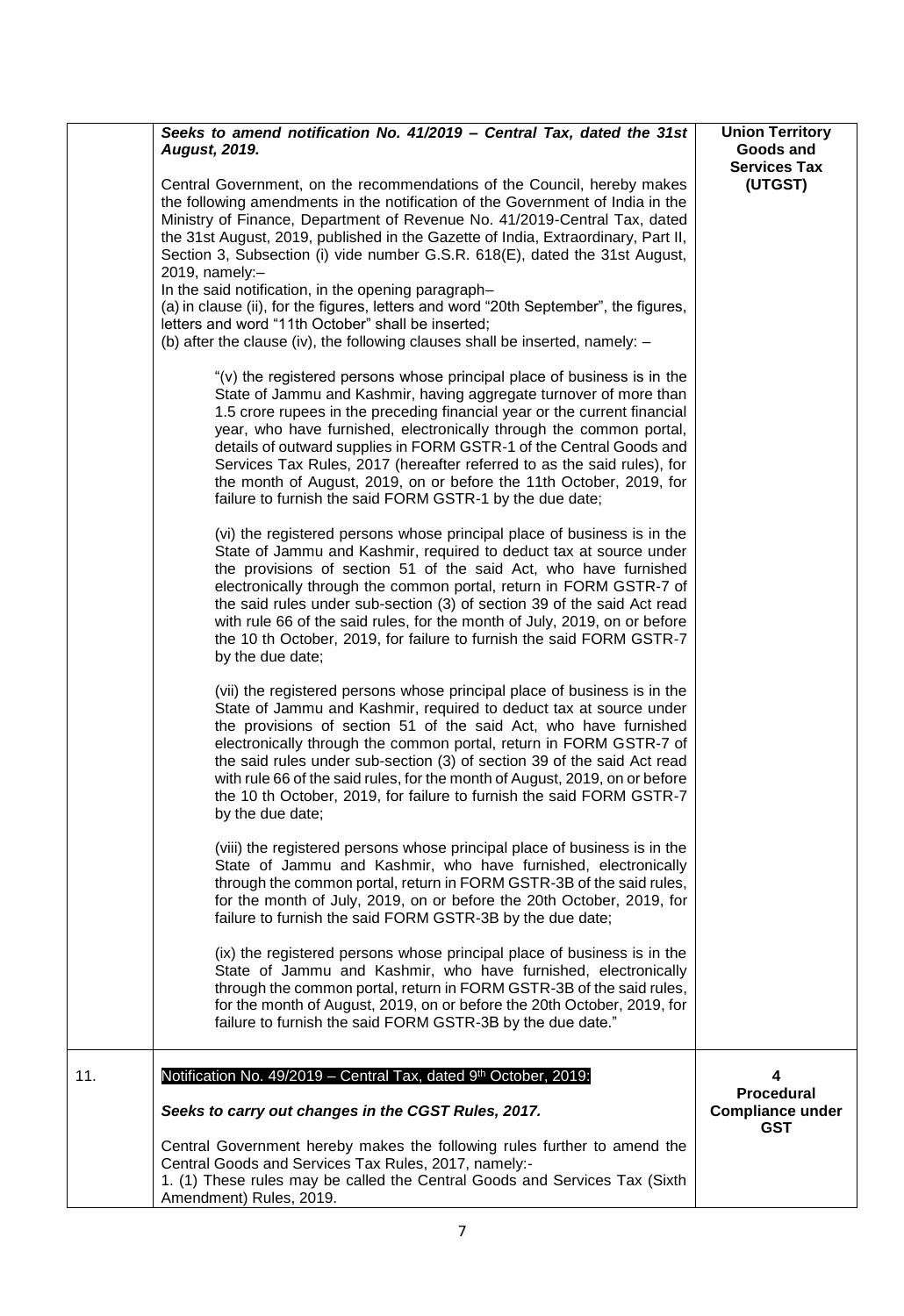| | | |
|---|---|---|
| | ***Seeks to amend notification No. 41/2019 – Central Tax, dated the 31st August, 2019.*** <br><br> Central Government, on the recommendations of the Council, hereby makes the following amendments in the notification of the Government of India in the Ministry of Finance, Department of Revenue No. 41/2019-Central Tax, dated the 31st August, 2019, published in the Gazette of India, Extraordinary, Part II, Section 3, Subsection (i) vide number G.S.R. 618(E), dated the 31st August, 2019, namely:– <br> In the said notification, in the opening paragraph– <br> (a) in clause (ii), for the figures, letters and word "20th September", the figures, letters and word "11th October" shall be inserted; <br> (b) after the clause (iv), the following clauses shall be inserted, namely: – <br><br> "(v) the registered persons whose principal place of business is in the State of Jammu and Kashmir, having aggregate turnover of more than 1.5 crore rupees in the preceding financial year or the current financial year, who have furnished, electronically through the common portal, details of outward supplies in FORM GSTR-1 of the Central Goods and Services Tax Rules, 2017 (hereafter referred to as the said rules), for the month of August, 2019, on or before the 11th October, 2019, for failure to furnish the said FORM GSTR-1 by the due date; <br><br> (vi) the registered persons whose principal place of business is in the State of Jammu and Kashmir, required to deduct tax at source under the provisions of section 51 of the said Act, who have furnished electronically through the common portal, return in FORM GSTR-7 of the said rules under sub-section (3) of section 39 of the said Act read with rule 66 of the said rules, for the month of July, 2019, on or before the 10 th October, 2019, for failure to furnish the said FORM GSTR-7 by the due date; <br><br> (vii) the registered persons whose principal place of business is in the State of Jammu and Kashmir, required to deduct tax at source under the provisions of section 51 of the said Act, who have furnished electronically through the common portal, return in FORM GSTR-7 of the said rules under sub-section (3) of section 39 of the said Act read with rule 66 of the said rules, for the month of August, 2019, on or before the 10 th October, 2019, for failure to furnish the said FORM GSTR-7 by the due date; <br><br> (viii) the registered persons whose principal place of business is in the State of Jammu and Kashmir, who have furnished, electronically through the common portal, return in FORM GSTR-3B of the said rules, for the month of July, 2019, on or before the 20th October, 2019, for failure to furnish the said FORM GSTR-3B by the due date; <br><br> (ix) the registered persons whose principal place of business is in the State of Jammu and Kashmir, who have furnished, electronically through the common portal, return in FORM GSTR-3B of the said rules, for the month of August, 2019, on or before the 20th October, 2019, for failure to furnish the said FORM GSTR-3B by the due date." | **Union Territory Goods and Services Tax (UTGST)** |
| 11. | Notification No. 49/2019 – Central Tax, dated 9th October, 2019: <br><br> ***Seeks to carry out changes in the CGST Rules, 2017.*** <br><br> Central Government hereby makes the following rules further to amend the Central Goods and Services Tax Rules, 2017, namely:- <br> 1. (1) These rules may be called the Central Goods and Services Tax (Sixth Amendment) Rules, 2019. | **4** <br> **Procedural Compliance under GST** |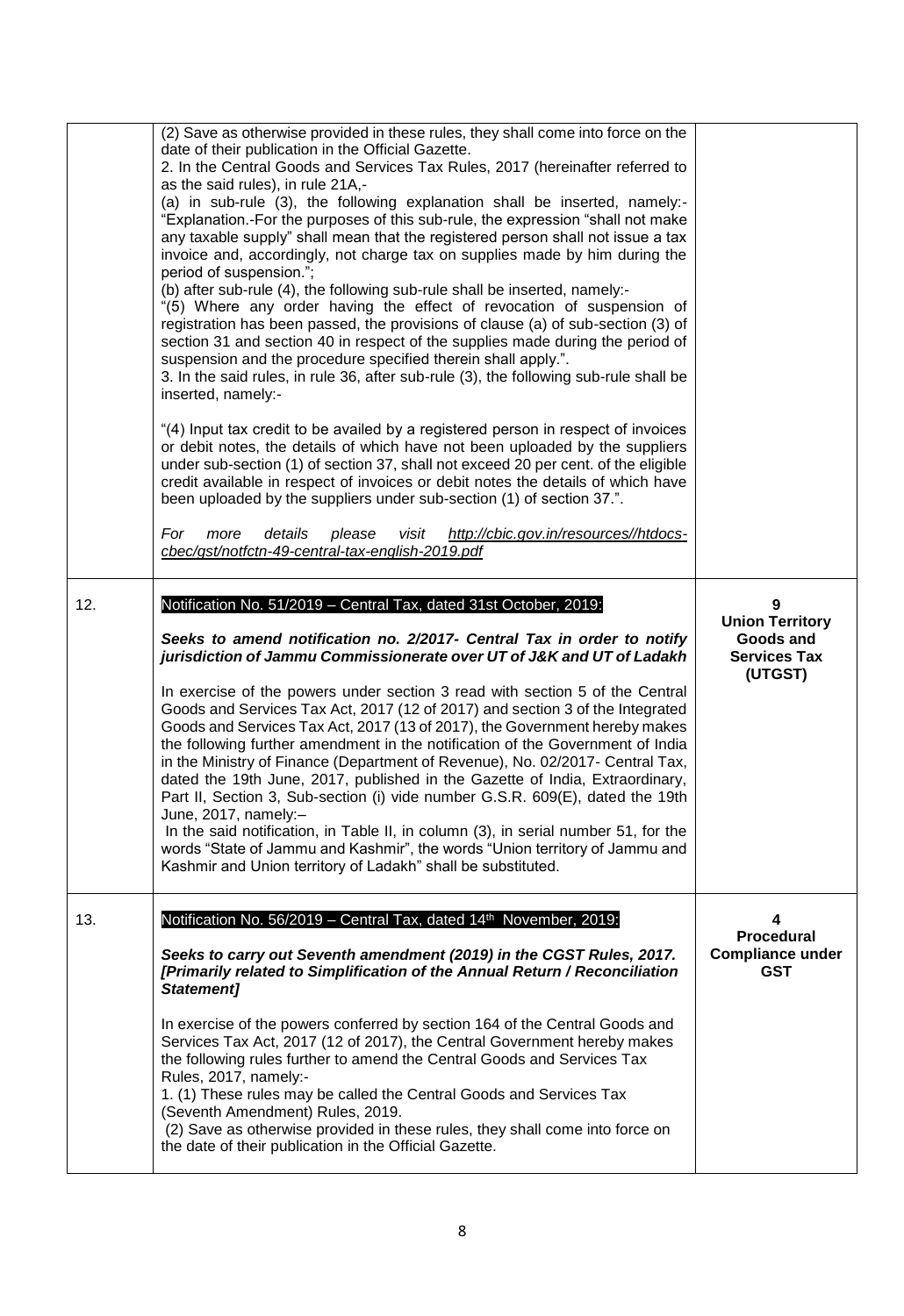| | | |
|---|---|---|
| | (2) Save as otherwise provided in these rules, they shall come into force on the date of their publication in the Official Gazette.<br>2. In the Central Goods and Services Tax Rules, 2017 (hereinafter referred to as the said rules), in rule 21A,-<br>(a) in sub-rule (3), the following explanation shall be inserted, namely:-<br>"Explanation.-For the purposes of this sub-rule, the expression "shall not make any taxable supply" shall mean that the registered person shall not issue a tax invoice and, accordingly, not charge tax on supplies made by him during the period of suspension.";<br>(b) after sub-rule (4), the following sub-rule shall be inserted, namely:-<br>"(5) Where any order having the effect of revocation of suspension of registration has been passed, the provisions of clause (a) of sub-section (3) of section 31 and section 40 in respect of the supplies made during the period of suspension and the procedure specified therein shall apply.".<br>3. In the said rules, in rule 36, after sub-rule (3), the following sub-rule shall be inserted, namely:-<br><br>"(4) Input tax credit to be availed by a registered person in respect of invoices or debit notes, the details of which have not been uploaded by the suppliers under sub-section (1) of section 37, shall not exceed 20 per cent. of the eligible credit available in respect of invoices or debit notes the details of which have been uploaded by the suppliers under sub-section (1) of section 37.".<br><br>*For more details please visit [http://cbic.gov.in/resources//htdocs-cbec/gst/notfctn-49-central-tax-english-2019.pdf](http://cbic.gov.in/resources//htdocs-cbec/gst/notfctn-49-central-tax-english-2019.pdf)* | |
| 12. | Notification No. 51/2019 – Central Tax, dated 31st October, 2019:<br><br>***Seeks to amend notification no. 2/2017- Central Tax in order to notify jurisdiction of Jammu Commissionerate over UT of J&K and UT of Ladakh***<br><br>In exercise of the powers under section 3 read with section 5 of the Central Goods and Services Tax Act, 2017 (12 of 2017) and section 3 of the Integrated Goods and Services Tax Act, 2017 (13 of 2017), the Government hereby makes the following further amendment in the notification of the Government of India in the Ministry of Finance (Department of Revenue), No. 02/2017- Central Tax, dated the 19th June, 2017, published in the Gazette of India, Extraordinary, Part II, Section 3, Sub-section (i) vide number G.S.R. 609(E), dated the 19th June, 2017, namely:–<br>In the said notification, in Table II, in column (3), in serial number 51, for the words "State of Jammu and Kashmir", the words "Union territory of Jammu and Kashmir and Union territory of Ladakh" shall be substituted. | **9**<br>**Union Territory Goods and Services Tax (UTGST)** |
| 13. | Notification No. 56/2019 – Central Tax, dated 14th November, 2019:<br><br>***Seeks to carry out Seventh amendment (2019) in the CGST Rules, 2017. [Primarily related to Simplification of the Annual Return / Reconciliation Statement]***<br><br>In exercise of the powers conferred by section 164 of the Central Goods and Services Tax Act, 2017 (12 of 2017), the Central Government hereby makes the following rules further to amend the Central Goods and Services Tax Rules, 2017, namely:-<br>1. (1) These rules may be called the Central Goods and Services Tax (Seventh Amendment) Rules, 2019.<br>(2) Save as otherwise provided in these rules, they shall come into force on the date of their publication in the Official Gazette. | **4**<br>**Procedural Compliance under GST** |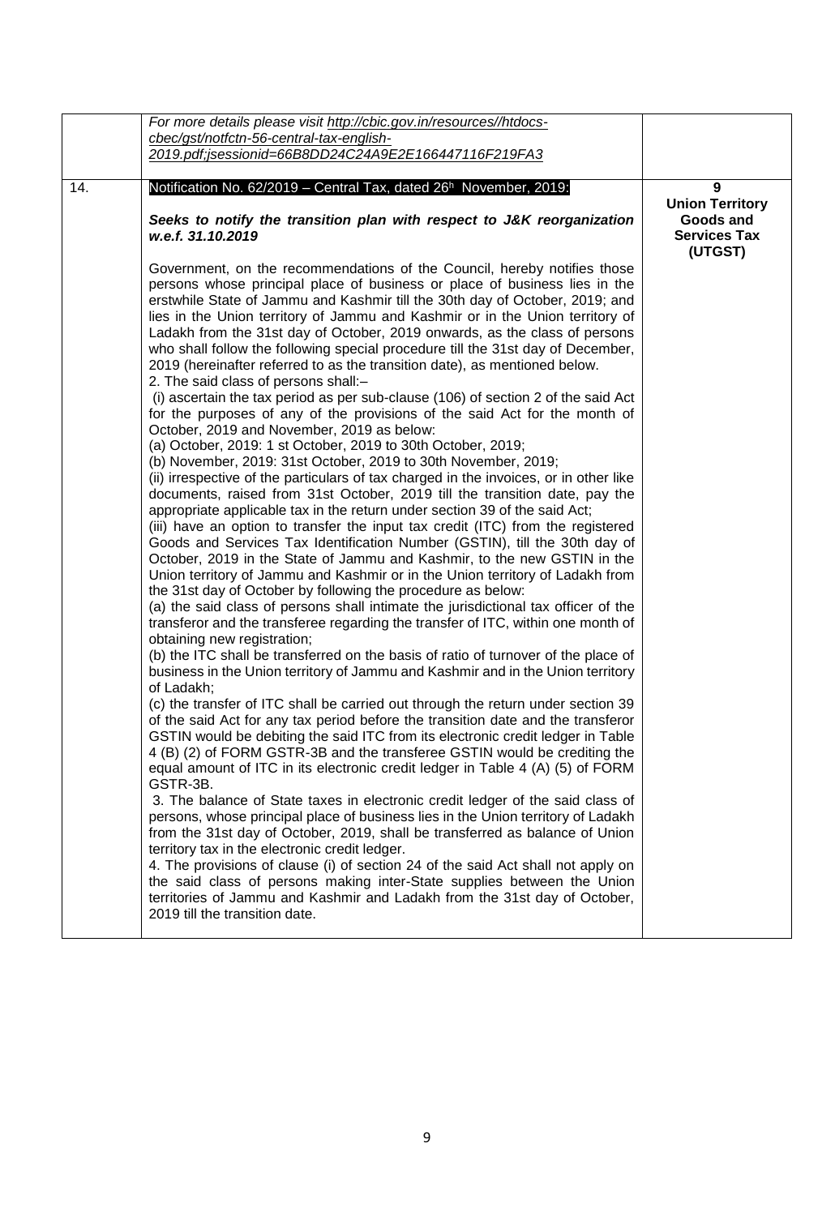|  |  |  |
|---|---|---|
|  | *For more details please visit http://cbic.gov.in/resources//htdocs-cbec/gst/notfctn-56-central-tax-english-2019.pdf;jsessionid=66B8DD24C24A9E2E166447116F219FA3* |  |
| 14. | Notification No. 62/2019 – Central Tax, dated 26h November, 2019:<br><br>***Seeks to notify the transition plan with respect to J&K reorganization w.e.f. 31.10.2019***<br><br>Government, on the recommendations of the Council, hereby notifies those persons whose principal place of business or place of business lies in the erstwhile State of Jammu and Kashmir till the 30th day of October, 2019; and lies in the Union territory of Jammu and Kashmir or in the Union territory of Ladakh from the 31st day of October, 2019 onwards, as the class of persons who shall follow the following special procedure till the 31st day of December, 2019 (hereinafter referred to as the transition date), as mentioned below.<br>2. The said class of persons shall:–<br>(i) ascertain the tax period as per sub-clause (106) of section 2 of the said Act for the purposes of any of the provisions of the said Act for the month of October, 2019 and November, 2019 as below:<br>(a) October, 2019: 1 st October, 2019 to 30th October, 2019;<br>(b) November, 2019: 31st October, 2019 to 30th November, 2019;<br>(ii) irrespective of the particulars of tax charged in the invoices, or in other like documents, raised from 31st October, 2019 till the transition date, pay the appropriate applicable tax in the return under section 39 of the said Act;<br>(iii) have an option to transfer the input tax credit (ITC) from the registered Goods and Services Tax Identification Number (GSTIN), till the 30th day of October, 2019 in the State of Jammu and Kashmir, to the new GSTIN in the Union territory of Jammu and Kashmir or in the Union territory of Ladakh from the 31st day of October by following the procedure as below:<br>(a) the said class of persons shall intimate the jurisdictional tax officer of the transferor and the transferee regarding the transfer of ITC, within one month of obtaining new registration;<br>(b) the ITC shall be transferred on the basis of ratio of turnover of the place of business in the Union territory of Jammu and Kashmir and in the Union territory of Ladakh;<br>(c) the transfer of ITC shall be carried out through the return under section 39 of the said Act for any tax period before the transition date and the transferor GSTIN would be debiting the said ITC from its electronic credit ledger in Table 4 (B) (2) of FORM GSTR-3B and the transferee GSTIN would be crediting the equal amount of ITC in its electronic credit ledger in Table 4 (A) (5) of FORM GSTR-3B.<br>3. The balance of State taxes in electronic credit ledger of the said class of persons, whose principal place of business lies in the Union territory of Ladakh from the 31st day of October, 2019, shall be transferred as balance of Union territory tax in the electronic credit ledger.<br>4. The provisions of clause (i) of section 24 of the said Act shall not apply on the said class of persons making inter-State supplies between the Union territories of Jammu and Kashmir and Ladakh from the 31st day of October, 2019 till the transition date. | **9**<br>**Union Territory Goods and Services Tax (UTGST)** |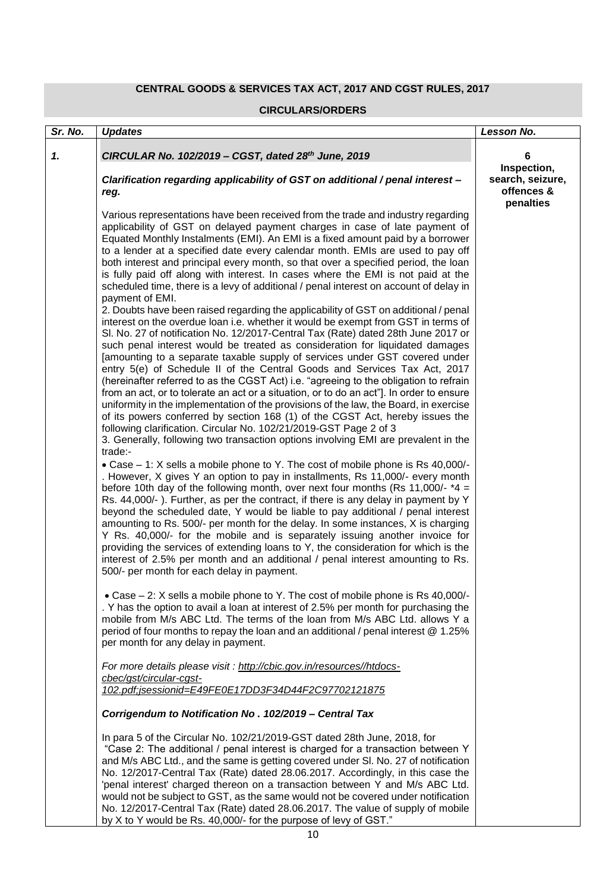**CENTRAL GOODS & SERVICES TAX ACT, 2017 AND CGST RULES, 2017**

**CIRCULARS/ORDERS**

| *Sr. No.* | *Updates* | *Lesson No.* |
|---|---|---|
| ***1.*** | ***CIRCULAR No. 102/2019 – CGST, dated 28th June, 2019*** <br><br> ***Clarification regarding applicability of GST on additional / penal interest – reg.*** <br><br> Various representations have been received from the trade and industry regarding applicability of GST on delayed payment charges in case of late payment of Equated Monthly Instalments (EMI). An EMI is a fixed amount paid by a borrower to a lender at a specified date every calendar month. EMIs are used to pay off both interest and principal every month, so that over a specified period, the loan is fully paid off along with interest. In cases where the EMI is not paid at the scheduled time, there is a levy of additional / penal interest on account of delay in payment of EMI. <br> 2. Doubts have been raised regarding the applicability of GST on additional / penal interest on the overdue loan i.e. whether it would be exempt from GST in terms of Sl. No. 27 of notification No. 12/2017-Central Tax (Rate) dated 28th June 2017 or such penal interest would be treated as consideration for liquidated damages [amounting to a separate taxable supply of services under GST covered under entry 5(e) of Schedule II of the Central Goods and Services Tax Act, 2017 (hereinafter referred to as the CGST Act) i.e. "agreeing to the obligation to refrain from an act, or to tolerate an act or a situation, or to do an act"]. In order to ensure uniformity in the implementation of the provisions of the law, the Board, in exercise of its powers conferred by section 168 (1) of the CGST Act, hereby issues the following clarification. Circular No. 102/21/2019-GST Page 2 of 3 <br> 3. Generally, following two transaction options involving EMI are prevalent in the trade:- <br> • Case – 1: X sells a mobile phone to Y. The cost of mobile phone is Rs 40,000/-. However, X gives Y an option to pay in installments, Rs 11,000/- every month before 10th day of the following month, over next four months (Rs 11,000/- *4 = Rs. 44,000/- ). Further, as per the contract, if there is any delay in payment by Y beyond the scheduled date, Y would be liable to pay additional / penal interest amounting to Rs. 500/- per month for the delay. In some instances, X is charging Y Rs. 40,000/- for the mobile and is separately issuing another invoice for providing the services of extending loans to Y, the consideration for which is the interest of 2.5% per month and an additional / penal interest amounting to Rs. 500/- per month for each delay in payment. <br><br> • Case – 2: X sells a mobile phone to Y. The cost of mobile phone is Rs 40,000/-. Y has the option to avail a loan at interest of 2.5% per month for purchasing the mobile from M/s ABC Ltd. The terms of the loan from M/s ABC Ltd. allows Y a period of four months to repay the loan and an additional / penal interest @ 1.25% per month for any delay in payment. <br><br> *For more details please visit : http://cbic.gov.in/resources//htdocs-cbec/gst/circular-cgst-102.pdf;jsessionid=E49FE0E17DD3F34D44F2C97702121875* <br><br> ***Corrigendum to Notification No . 102/2019 – Central Tax*** <br><br> In para 5 of the Circular No. 102/21/2019-GST dated 28th June, 2018, for "Case 2: The additional / penal interest is charged for a transaction between Y and M/s ABC Ltd., and the same is getting covered under Sl. No. 27 of notification No. 12/2017-Central Tax (Rate) dated 28.06.2017. Accordingly, in this case the 'penal interest' charged thereon on a transaction between Y and M/s ABC Ltd. would not be subject to GST, as the same would not be covered under notification No. 12/2017-Central Tax (Rate) dated 28.06.2017. The value of supply of mobile by X to Y would be Rs. 40,000/- for the purpose of levy of GST." | **6** <br> **Inspection, search, seizure, offences & penalties** |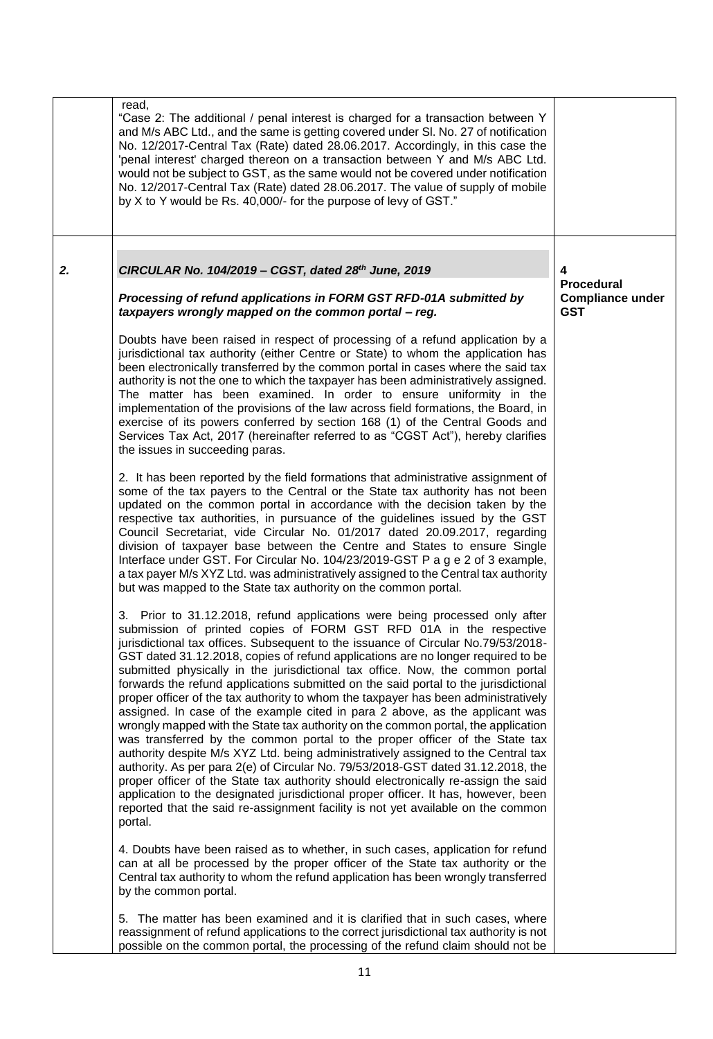| | | |
|---|---|---|
| | read,<br>"Case 2: The additional / penal interest is charged for a transaction between Y and M/s ABC Ltd., and the same is getting covered under Sl. No. 27 of notification No. 12/2017-Central Tax (Rate) dated 28.06.2017. Accordingly, in this case the 'penal interest' charged thereon on a transaction between Y and M/s ABC Ltd. would not be subject to GST, as the same would not be covered under notification No. 12/2017-Central Tax (Rate) dated 28.06.2017. The value of supply of mobile by X to Y would be Rs. 40,000/- for the purpose of levy of GST." | |
| ***2.*** | ***CIRCULAR No. 104/2019 – CGST, dated 28th June, 2019***<br><br>***Processing of refund applications in FORM GST RFD-01A submitted by taxpayers wrongly mapped on the common portal – reg.***<br><br>Doubts have been raised in respect of processing of a refund application by a jurisdictional tax authority (either Centre or State) to whom the application has been electronically transferred by the common portal in cases where the said tax authority is not the one to which the taxpayer has been administratively assigned. The matter has been examined. In order to ensure uniformity in the implementation of the provisions of the law across field formations, the Board, in exercise of its powers conferred by section 168 (1) of the Central Goods and Services Tax Act, 2017 (hereinafter referred to as "CGST Act"), hereby clarifies the issues in succeeding paras.<br><br>2. It has been reported by the field formations that administrative assignment of some of the tax payers to the Central or the State tax authority has not been updated on the common portal in accordance with the decision taken by the respective tax authorities, in pursuance of the guidelines issued by the GST Council Secretariat, vide Circular No. 01/2017 dated 20.09.2017, regarding division of taxpayer base between the Centre and States to ensure Single Interface under GST. For Circular No. 104/23/2019-GST P a g e 2 of 3 example, a tax payer M/s XYZ Ltd. was administratively assigned to the Central tax authority but was mapped to the State tax authority on the common portal.<br><br>3. Prior to 31.12.2018, refund applications were being processed only after submission of printed copies of FORM GST RFD 01A in the respective jurisdictional tax offices. Subsequent to the issuance of Circular No.79/53/2018-GST dated 31.12.2018, copies of refund applications are no longer required to be submitted physically in the jurisdictional tax office. Now, the common portal forwards the refund applications submitted on the said portal to the jurisdictional proper officer of the tax authority to whom the taxpayer has been administratively assigned. In case of the example cited in para 2 above, as the applicant was wrongly mapped with the State tax authority on the common portal, the application was transferred by the common portal to the proper officer of the State tax authority despite M/s XYZ Ltd. being administratively assigned to the Central tax authority. As per para 2(e) of Circular No. 79/53/2018-GST dated 31.12.2018, the proper officer of the State tax authority should electronically re-assign the said application to the designated jurisdictional proper officer. It has, however, been reported that the said re-assignment facility is not yet available on the common portal.<br><br>4. Doubts have been raised as to whether, in such cases, application for refund can at all be processed by the proper officer of the State tax authority or the Central tax authority to whom the refund application has been wrongly transferred by the common portal.<br><br>5. The matter has been examined and it is clarified that in such cases, where reassignment of refund applications to the correct jurisdictional tax authority is not possible on the common portal, the processing of the refund claim should not be | **4**<br>**Procedural Compliance under GST** |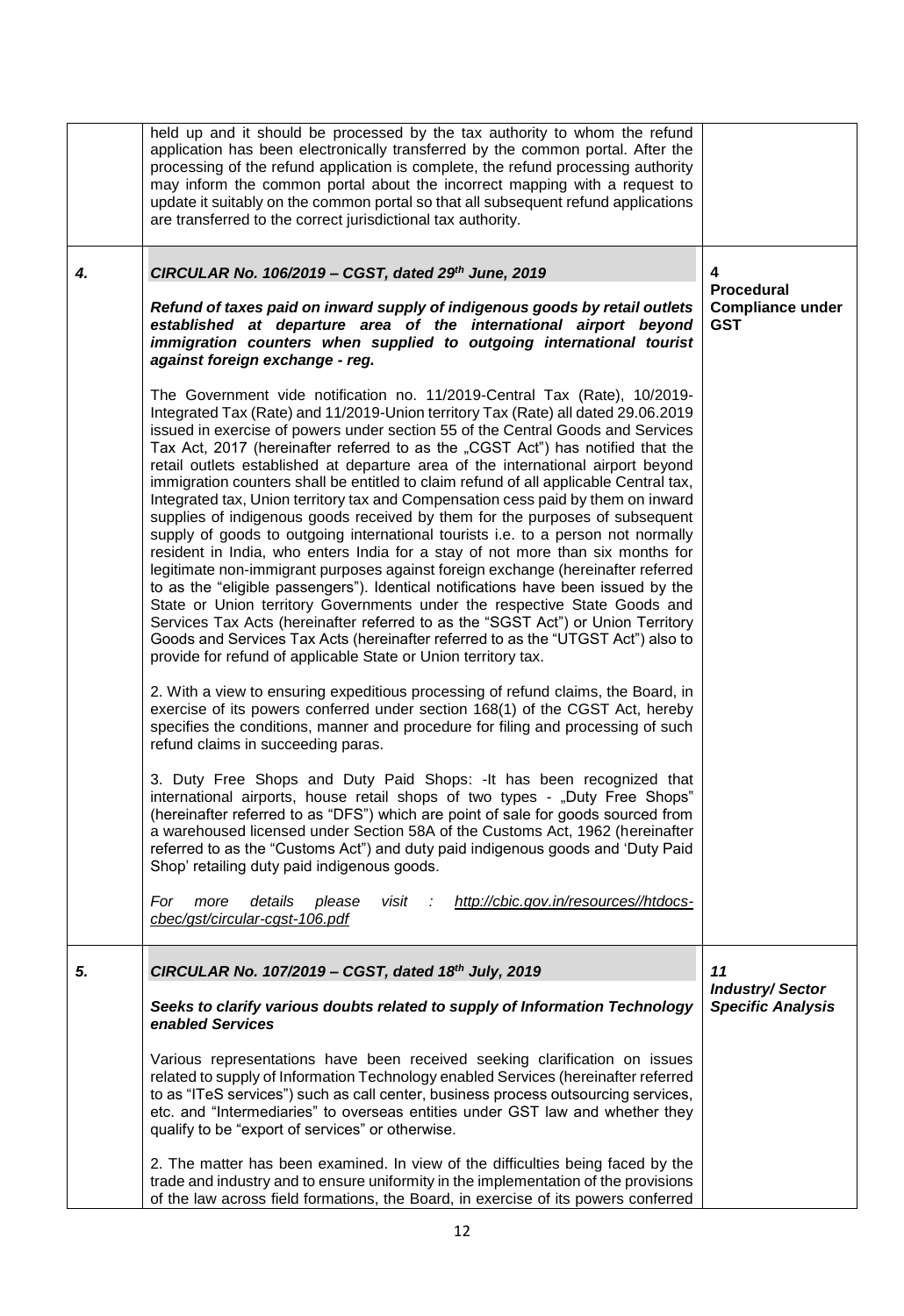| | | |
|---|---|---|
| | held up and it should be processed by the tax authority to whom the refund application has been electronically transferred by the common portal. After the processing of the refund application is complete, the refund processing authority may inform the common portal about the incorrect mapping with a request to update it suitably on the common portal so that all subsequent refund applications are transferred to the correct jurisdictional tax authority. | |
| ***4.*** | ***CIRCULAR No. 106/2019 – CGST, dated 29th June, 2019***<br><br>***Refund of taxes paid on inward supply of indigenous goods by retail outlets established at departure area of the international airport beyond immigration counters when supplied to outgoing international tourist against foreign exchange - reg.***<br><br>The Government vide notification no. 11/2019-Central Tax (Rate), 10/2019-Integrated Tax (Rate) and 11/2019-Union territory Tax (Rate) all dated 29.06.2019 issued in exercise of powers under section 55 of the Central Goods and Services Tax Act, 2017 (hereinafter referred to as the „CGST Act") has notified that the retail outlets established at departure area of the international airport beyond immigration counters shall be entitled to claim refund of all applicable Central tax, Integrated tax, Union territory tax and Compensation cess paid by them on inward supplies of indigenous goods received by them for the purposes of subsequent supply of goods to outgoing international tourists i.e. to a person not normally resident in India, who enters India for a stay of not more than six months for legitimate non-immigrant purposes against foreign exchange (hereinafter referred to as the "eligible passengers"). Identical notifications have been issued by the State or Union territory Governments under the respective State Goods and Services Tax Acts (hereinafter referred to as the "SGST Act") or Union Territory Goods and Services Tax Acts (hereinafter referred to as the "UTGST Act") also to provide for refund of applicable State or Union territory tax.<br><br>2. With a view to ensuring expeditious processing of refund claims, the Board, in exercise of its powers conferred under section 168(1) of the CGST Act, hereby specifies the conditions, manner and procedure for filing and processing of such refund claims in succeeding paras.<br><br>3. Duty Free Shops and Duty Paid Shops: -It has been recognized that international airports, house retail shops of two types - „Duty Free Shops" (hereinafter referred to as "DFS") which are point of sale for goods sourced from a warehoused licensed under Section 58A of the Customs Act, 1962 (hereinafter referred to as the "Customs Act") and duty paid indigenous goods and 'Duty Paid Shop' retailing duty paid indigenous goods.<br><br>*For more details please visit : http://cbic.gov.in/resources//htdocs-cbec/gst/circular-cgst-106.pdf* | **4**<br>**Procedural Compliance under GST** |
| ***5.*** | ***CIRCULAR No. 107/2019 – CGST, dated 18th July, 2019***<br><br>***Seeks to clarify various doubts related to supply of Information Technology enabled Services***<br><br>Various representations have been received seeking clarification on issues related to supply of Information Technology enabled Services (hereinafter referred to as "ITeS services") such as call center, business process outsourcing services, etc. and "Intermediaries" to overseas entities under GST law and whether they qualify to be "export of services" or otherwise.<br><br>2. The matter has been examined. In view of the difficulties being faced by the trade and industry and to ensure uniformity in the implementation of the provisions of the law across field formations, the Board, in exercise of its powers conferred | **11**<br>***Industry/ Sector Specific Analysis*** |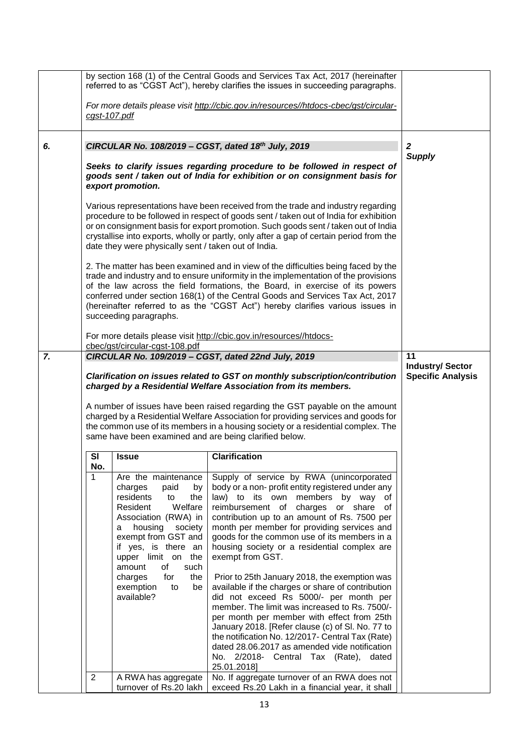| | | |
|---|---|---|
| | by section 168 (1) of the Central Goods and Services Tax Act, 2017 (hereinafter referred to as "CGST Act"), hereby clarifies the issues in succeeding paragraphs.<br><br>*For more details please visit http://cbic.gov.in/resources//htdocs-cbec/gst/circular-cgst-107.pdf* | |
| ***6.*** | ***CIRCULAR No. 108/2019 – CGST, dated 18th July, 2019***<br><br>***Seeks to clarify issues regarding procedure to be followed in respect of goods sent / taken out of India for exhibition or on consignment basis for export promotion.***<br><br>Various representations have been received from the trade and industry regarding procedure to be followed in respect of goods sent / taken out of India for exhibition or on consignment basis for export promotion. Such goods sent / taken out of India crystallise into exports, wholly or partly, only after a gap of certain period from the date they were physically sent / taken out of India.<br><br>2. The matter has been examined and in view of the difficulties being faced by the trade and industry and to ensure uniformity in the implementation of the provisions of the law across the field formations, the Board, in exercise of its powers conferred under section 168(1) of the Central Goods and Services Tax Act, 2017 (hereinafter referred to as the "CGST Act") hereby clarifies various issues in succeeding paragraphs.<br><br>For more details please visit http://cbic.gov.in/resources//htdocs-cbec/gst/circular-cgst-108.pdf | ***2***<br>***Supply*** |
| ***7.*** | ***CIRCULAR No. 109/2019 – CGST, dated 22nd July, 2019***<br><br>***Clarification on issues related to GST on monthly subscription/contribution charged by a Residential Welfare Association from its members.***<br><br>A number of issues have been raised regarding the GST payable on the amount charged by a Residential Welfare Association for providing services and goods for the common use of its members in a housing society or a residential complex. The same have been examined and are being clarified below. | **11**<br>**Industry/ Sector Specific Analysis** |

| Sl No. | Issue | Clarification |
|---|---|---|
| 1 | Are the maintenance charges paid by residents to the Resident Welfare Association (RWA) in a housing society exempt from GST and if yes, is there an upper limit on the amount of such charges for the exemption to be available? | Supply of service by RWA (unincorporated body or a non- profit entity registered under any law) to its own members by way of reimbursement of charges or share of contribution up to an amount of Rs. 7500 per month per member for providing services and goods for the common use of its members in a housing society or a residential complex are exempt from GST.<br><br>Prior to 25th January 2018, the exemption was available if the charges or share of contribution did not exceed Rs 5000/- per month per member. The limit was increased to Rs. 7500/- per month per member with effect from 25th January 2018. [Refer to clause (c) of Sl. No. 77 to the notification No. 12/2017- Central Tax (Rate) dated 28.06.2017 as amended vide notification No. 2/2018- Central Tax (Rate), dated 25.01.2018] |
| 2 | A RWA has aggregate turnover of Rs.20 lakh | No. If aggregate turnover of an RWA does not exceed Rs.20 Lakh in a financial year, it shall |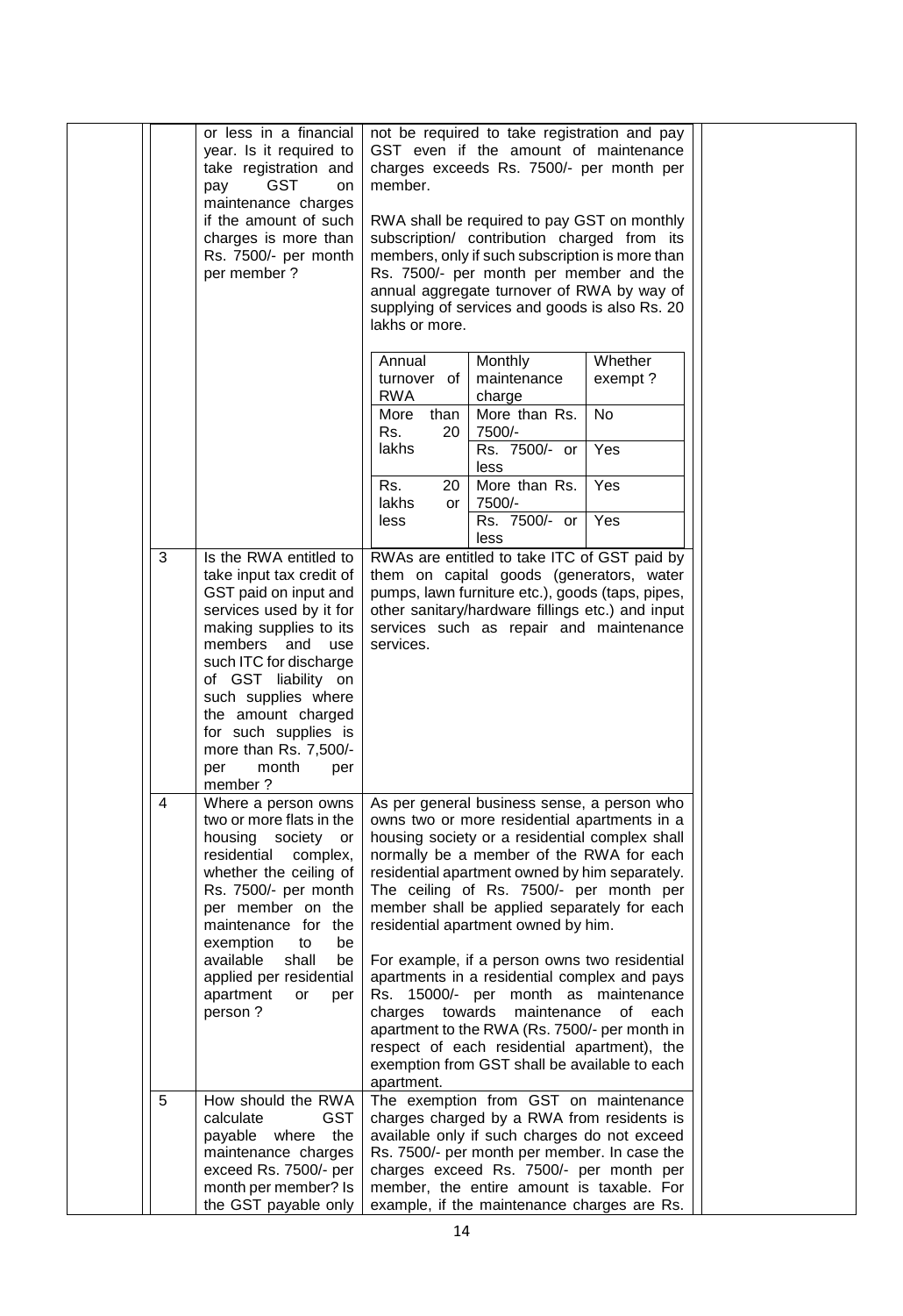| | | |
|---|---|---|
| | or less in a financial year. Is it required to take registration and pay GST on maintenance charges if the amount of such charges is more than Rs. 7500/- per month per member ? | not be required to take registration and pay GST even if the amount of maintenance charges exceeds Rs. 7500/- per month per member.<br><br>RWA shall be required to pay GST on monthly subscription/ contribution charged from its members, only if such subscription is more than Rs. 7500/- per month per member and the annual aggregate turnover of RWA by way of supplying of services and goods is also Rs. 20 lakhs or more.<br><br>Annual turnover of RWA / Monthly maintenance charge / Whether exempt ?<br>More than Rs. 20 lakhs / More than Rs. 7500/- / No<br>More than Rs. 20 lakhs / Rs. 7500/- or less / Yes<br>Rs. 20 lakhs or less / More than Rs. 7500/- / Yes<br>Rs. 20 lakhs or less / Rs. 7500/- or less / Yes |
| 3 | Is the RWA entitled to take input tax credit of GST paid on input and services used by it for making supplies to its members and use such ITC for discharge of GST liability on such supplies where the amount charged for such supplies is more than Rs. 7,500/- per month per member ? | RWAs are entitled to take ITC of GST paid by them on capital goods (generators, water pumps, lawn furniture etc.), goods (taps, pipes, other sanitary/hardware fillings etc.) and input services such as repair and maintenance services. |
| 4 | Where a person owns two or more flats in the housing society or residential complex, whether the ceiling of Rs. 7500/- per month per member on the maintenance for the exemption to be available shall be applied per residential apartment or per person ? | As per general business sense, a person who owns two or more residential apartments in a housing society or a residential complex shall normally be a member of the RWA for each residential apartment owned by him separately. The ceiling of Rs. 7500/- per month per member shall be applied separately for each residential apartment owned by him.<br><br>For example, if a person owns two residential apartments in a residential complex and pays Rs. 15000/- per month as maintenance charges towards maintenance of each apartment to the RWA (Rs. 7500/- per month in respect of each residential apartment), the exemption from GST shall be available to each apartment. |
| 5 | How should the RWA calculate GST payable where the maintenance charges exceed Rs. 7500/- per month per member? Is the GST payable only | The exemption from GST on maintenance charges charged by a RWA from residents is available only if such charges do not exceed Rs. 7500/- per month per member. In case the charges exceed Rs. 7500/- per month per member, the entire amount is taxable. For example, if the maintenance charges are Rs. |

| Annual turnover of RWA | Monthly maintenance charge | Whether exempt ? |
|---|---|---|
| More than Rs. 20 lakhs | More than Rs. 7500/- | No |
| | Rs. 7500/- or less | Yes |
| Rs. 20 lakhs or less | More than Rs. 7500/- | Yes |
| | Rs. 7500/- or less | Yes |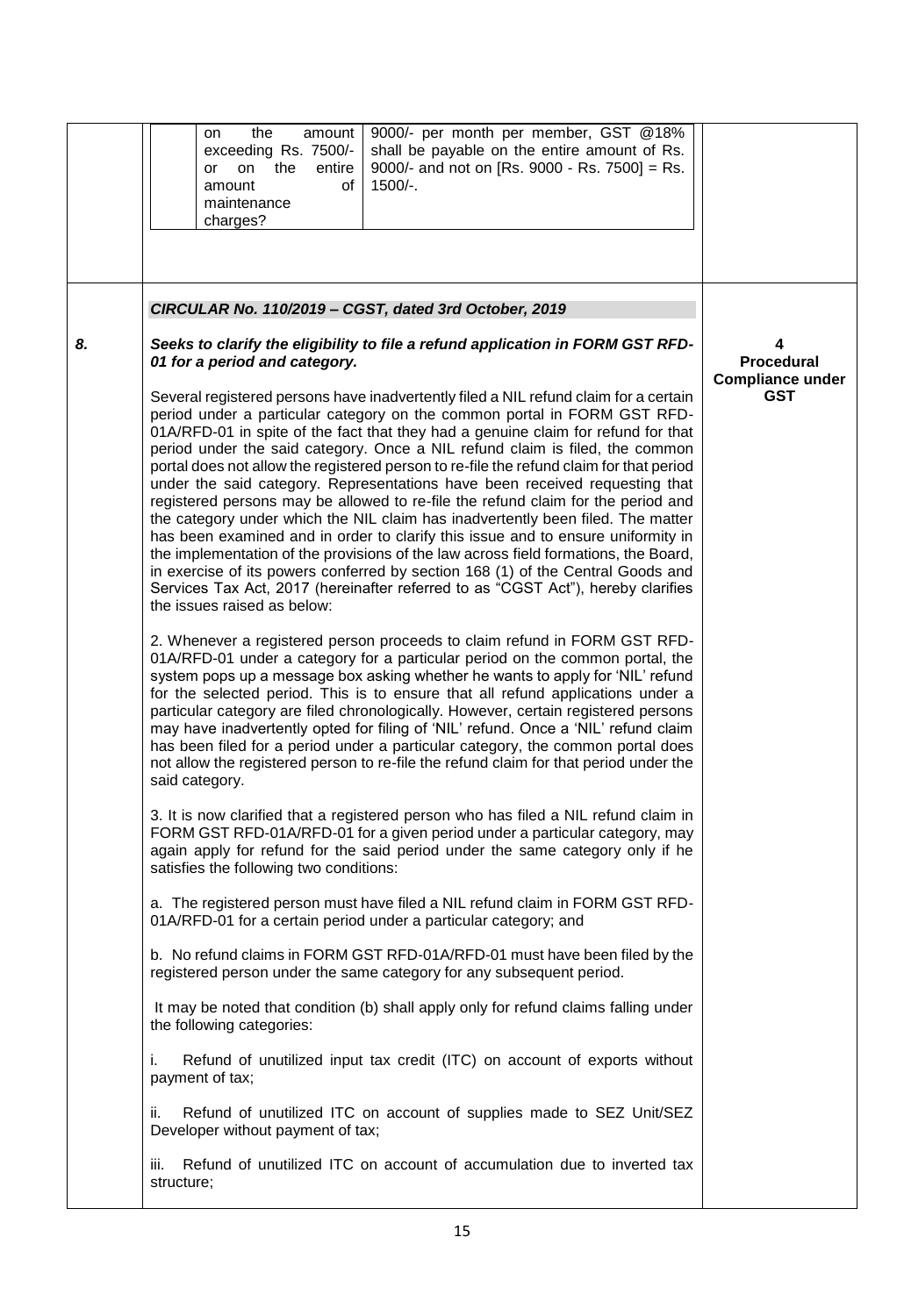| | | | |
|---|---|---|---|
| | on the amount exceeding Rs. 7500/- or on the entire amount of maintenance charges? | 9000/- per month per member, GST @18% shall be payable on the entire amount of Rs. 9000/- and not on [Rs. 9000 - Rs. 7500] = Rs. 1500/-. | |

***CIRCULAR No. 110/2019 – CGST, dated 3rd October, 2019***

| | | |
|---|---|---|
| *8.* | ***Seeks to clarify the eligibility to file a refund application in FORM GST RFD-01 for a period and category.*** | **4 Procedural Compliance under GST** |

Several registered persons have inadvertently filed a NIL refund claim for a certain period under a particular category on the common portal in FORM GST RFD-01A/RFD-01 in spite of the fact that they had a genuine claim for refund for that period under the said category. Once a NIL refund claim is filed, the common portal does not allow the registered person to re-file the refund claim for that period under the said category. Representations have been received requesting that registered persons may be allowed to re-file the refund claim for the period and the category under which the NIL claim has inadvertently been filed. The matter has been examined and in order to clarify this issue and to ensure uniformity in the implementation of the provisions of the law across field formations, the Board, in exercise of its powers conferred by section 168 (1) of the Central Goods and Services Tax Act, 2017 (hereinafter referred to as "CGST Act"), hereby clarifies the issues raised as below:

2. Whenever a registered person proceeds to claim refund in FORM GST RFD-01A/RFD-01 under a category for a particular period on the common portal, the system pops up a message box asking whether he wants to apply for 'NIL' refund for the selected period. This is to ensure that all refund applications under a particular category are filed chronologically. However, certain registered persons may have inadvertently opted for filing of 'NIL' refund. Once a 'NIL' refund claim has been filed for a period under a particular category, the common portal does not allow the registered person to re-file the refund claim for that period under the said category.

3. It is now clarified that a registered person who has filed a NIL refund claim in FORM GST RFD-01A/RFD-01 for a given period under a particular category, may again apply for refund for the said period under the same category only if he satisfies the following two conditions:

a. The registered person must have filed a NIL refund claim in FORM GST RFD-01A/RFD-01 for a certain period under a particular category; and

b. No refund claims in FORM GST RFD-01A/RFD-01 must have been filed by the registered person under the same category for any subsequent period.

It may be noted that condition (b) shall apply only for refund claims falling under the following categories:

i. Refund of unutilized input tax credit (ITC) on account of exports without payment of tax;

ii. Refund of unutilized ITC on account of supplies made to SEZ Unit/SEZ Developer without payment of tax;

iii. Refund of unutilized ITC on account of accumulation due to inverted tax structure;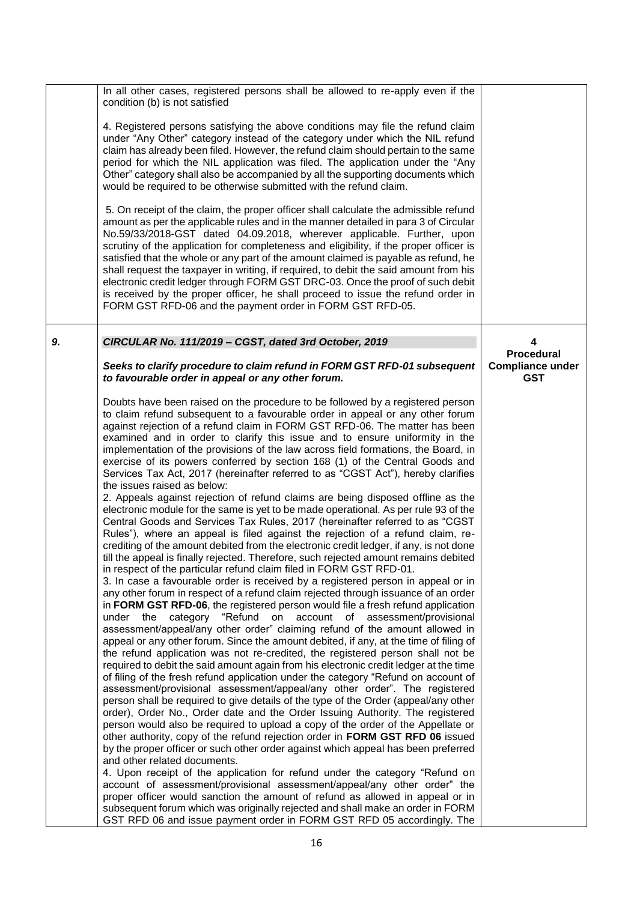| | | |
|---|---|---|
| | In all other cases, registered persons shall be allowed to re-apply even if the condition (b) is not satisfied<br><br>4. Registered persons satisfying the above conditions may file the refund claim under "Any Other" category instead of the category under which the NIL refund claim has already been filed. However, the refund claim should pertain to the same period for which the NIL application was filed. The application under the "Any Other" category shall also be accompanied by all the supporting documents which would be required to be otherwise submitted with the refund claim.<br><br>5. On receipt of the claim, the proper officer shall calculate the admissible refund amount as per the applicable rules and in the manner detailed in para 3 of Circular No.59/33/2018-GST dated 04.09.2018, wherever applicable. Further, upon scrutiny of the application for completeness and eligibility, if the proper officer is satisfied that the whole or any part of the amount claimed is payable as refund, he shall request the taxpayer in writing, if required, to debit the said amount from his electronic credit ledger through FORM GST DRC-03. Once the proof of such debit is received by the proper officer, he shall proceed to issue the refund order in FORM GST RFD-06 and the payment order in FORM GST RFD-05. | |
| ***9.*** | ***CIRCULAR No. 111/2019 – CGST, dated 3rd October, 2019***<br><br>***Seeks to clarify procedure to claim refund in FORM GST RFD-01 subsequent to favourable order in appeal or any other forum.***<br><br>Doubts have been raised on the procedure to be followed by a registered person to claim refund subsequent to a favourable order in appeal or any other forum against rejection of a refund claim in FORM GST RFD-06. The matter has been examined and in order to clarify this issue and to ensure uniformity in the implementation of the provisions of the law across field formations, the Board, in exercise of its powers conferred by section 168 (1) of the Central Goods and Services Tax Act, 2017 (hereinafter referred to as "CGST Act"), hereby clarifies the issues raised as below:<br>2. Appeals against rejection of refund claims are being disposed offline as the electronic module for the same is yet to be made operational. As per rule 93 of the Central Goods and Services Tax Rules, 2017 (hereinafter referred to as "CGST Rules"), where an appeal is filed against the rejection of a refund claim, re-crediting of the amount debited from the electronic credit ledger, if any, is not done till the appeal is finally rejected. Therefore, such rejected amount remains debited in respect of the particular refund claim filed in FORM GST RFD-01.<br>3. In case a favourable order is received by a registered person in appeal or in any other forum in respect of a refund claim rejected through issuance of an order in **FORM GST RFD-06**, the registered person would file a fresh refund application under the category "Refund on account of assessment/provisional assessment/appeal/any other order" claiming refund of the amount allowed in appeal or any other forum. Since the amount debited, if any, at the time of filing of the refund application was not re-credited, the registered person shall not be required to debit the said amount again from his electronic credit ledger at the time of filing of the fresh refund application under the category "Refund on account of assessment/provisional assessment/appeal/any other order". The registered person shall be required to give details of the type of the Order (appeal/any other order), Order No., Order date and the Order Issuing Authority. The registered person would also be required to upload a copy of the order of the Appellate or other authority, copy of the refund rejection order in **FORM GST RFD 06** issued by the proper officer or such other order against which appeal has been preferred and other related documents.<br>4. Upon receipt of the application for refund under the category "Refund on account of assessment/provisional assessment/appeal/any other order" the proper officer would sanction the amount of refund as allowed in appeal or in subsequent forum which was originally rejected and shall make an order in FORM GST RFD 06 and issue payment order in FORM GST RFD 05 accordingly. The | **4**<br>**Procedural Compliance under GST** |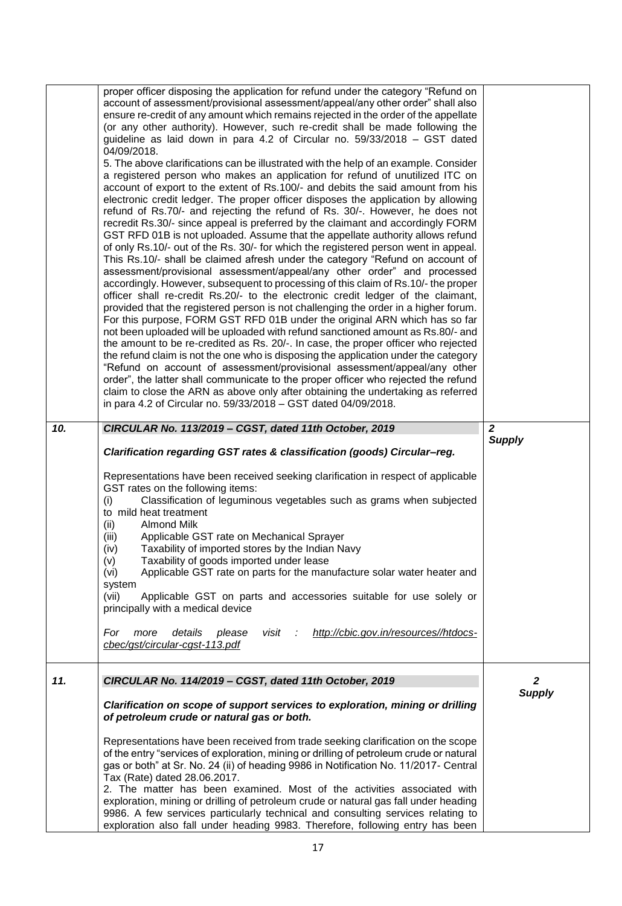| | | |
|---|---|---|
| | proper officer disposing the application for refund under the category "Refund on account of assessment/provisional assessment/appeal/any other order" shall also ensure re-credit of any amount which remains rejected in the order of the appellate (or any other authority). However, such re-credit shall be made following the guideline as laid down in para 4.2 of Circular no. 59/33/2018 – GST dated 04/09/2018.<br>5. The above clarifications can be illustrated with the help of an example. Consider a registered person who makes an application for refund of unutilized ITC on account of export to the extent of Rs.100/- and debits the said amount from his electronic credit ledger. The proper officer disposes the application by allowing refund of Rs.70/- and rejecting the refund of Rs. 30/-. However, he does not recredit Rs.30/- since appeal is preferred by the claimant and accordingly FORM GST RFD 01B is not uploaded. Assume that the appellate authority allows refund of only Rs.10/- out of the Rs. 30/- for which the registered person went in appeal. This Rs.10/- shall be claimed afresh under the category "Refund on account of assessment/provisional assessment/appeal/any other order" and processed accordingly. However, subsequent to processing of this claim of Rs.10/- the proper officer shall re-credit Rs.20/- to the electronic credit ledger of the claimant, provided that the registered person is not challenging the order in a higher forum. For this purpose, FORM GST RFD 01B under the original ARN which has so far not been uploaded will be uploaded with refund sanctioned amount as Rs.80/- and the amount to be re-credited as Rs. 20/-. In case, the proper officer who rejected the refund claim is not the one who is disposing the application under the category "Refund on account of assessment/provisional assessment/appeal/any other order", the latter shall communicate to the proper officer who rejected the refund claim to close the ARN as above only after obtaining the undertaking as referred in para 4.2 of Circular no. 59/33/2018 – GST dated 04/09/2018. | |
| ***10.*** | ***CIRCULAR No. 113/2019 – CGST, dated 11th October, 2019***<br><br>***Clarification regarding GST rates & classification (goods) Circular–reg.***<br><br>Representations have been received seeking clarification in respect of applicable GST rates on the following items:<br>(i) Classification of leguminous vegetables such as grams when subjected to mild heat treatment<br>(ii) Almond Milk<br>(iii) Applicable GST rate on Mechanical Sprayer<br>(iv) Taxability of imported stores by the Indian Navy<br>(v) Taxability of goods imported under lease<br>(vi) Applicable GST rate on parts for the manufacture solar water heater and system<br>(vii) Applicable GST on parts and accessories suitable for use solely or principally with a medical device<br><br>*For more details please visit : http://cbic.gov.in/resources//htdocs-cbec/gst/circular-cgst-113.pdf* | ***2***<br>***Supply*** |
| ***11.*** | ***CIRCULAR No. 114/2019 – CGST, dated 11th October, 2019***<br><br>***Clarification on scope of support services to exploration, mining or drilling of petroleum crude or natural gas or both.***<br><br>Representations have been received from trade seeking clarification on the scope of the entry "services of exploration, mining or drilling of petroleum crude or natural gas or both" at Sr. No. 24 (ii) of heading 9986 in Notification No. 11/2017- Central Tax (Rate) dated 28.06.2017.<br>2. The matter has been examined. Most of the activities associated with exploration, mining or drilling of petroleum crude or natural gas fall under heading 9986. A few services particularly technical and consulting services relating to exploration also fall under heading 9983. Therefore, following entry has been | ***2***<br>***Supply*** |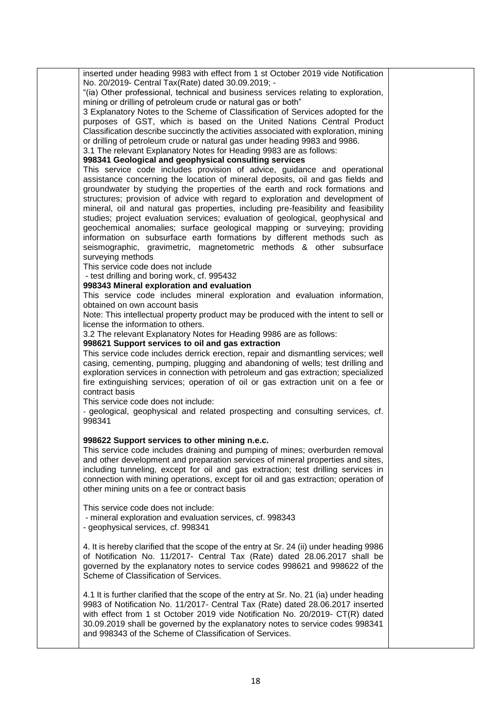inserted under heading 9983 with effect from 1 st October 2019 vide Notification No. 20/2019- Central Tax(Rate) dated 30.09.2019; -

"(ia) Other professional, technical and business services relating to exploration, mining or drilling of petroleum crude or natural gas or both"

3 Explanatory Notes to the Scheme of Classification of Services adopted for the purposes of GST, which is based on the United Nations Central Product Classification describe succinctly the activities associated with exploration, mining or drilling of petroleum crude or natural gas under heading 9983 and 9986.

3.1 The relevant Explanatory Notes for Heading 9983 are as follows:

**998341 Geological and geophysical consulting services**

This service code includes provision of advice, guidance and operational assistance concerning the location of mineral deposits, oil and gas fields and groundwater by studying the properties of the earth and rock formations and structures; provision of advice with regard to exploration and development of mineral, oil and natural gas properties, including pre-feasibility and feasibility studies; project evaluation services; evaluation of geological, geophysical and geochemical anomalies; surface geological mapping or surveying; providing information on subsurface earth formations by different methods such as seismographic, gravimetric, magnetometric methods & other subsurface surveying methods

This service code does not include

- test drilling and boring work, cf. 995432

**998343 Mineral exploration and evaluation**

This service code includes mineral exploration and evaluation information, obtained on own account basis

Note: This intellectual property product may be produced with the intent to sell or license the information to others.

3.2 The relevant Explanatory Notes for Heading 9986 are as follows:

**998621 Support services to oil and gas extraction**

This service code includes derrick erection, repair and dismantling services; well casing, cementing, pumping, plugging and abandoning of wells; test drilling and exploration services in connection with petroleum and gas extraction; specialized fire extinguishing services; operation of oil or gas extraction unit on a fee or contract basis

This service code does not include:

- geological, geophysical and related prospecting and consulting services, cf. 998341

**998622 Support services to other mining n.e.c.**

This service code includes draining and pumping of mines; overburden removal and other development and preparation services of mineral properties and sites, including tunneling, except for oil and gas extraction; test drilling services in connection with mining operations, except for oil and gas extraction; operation of other mining units on a fee or contract basis

This service code does not include:

- mineral exploration and evaluation services, cf. 998343
- geophysical services, cf. 998341

4. It is hereby clarified that the scope of the entry at Sr. 24 (ii) under heading 9986 of Notification No. 11/2017- Central Tax (Rate) dated 28.06.2017 shall be governed by the explanatory notes to service codes 998621 and 998622 of the Scheme of Classification of Services.

4.1 It is further clarified that the scope of the entry at Sr. No. 21 (ia) under heading 9983 of Notification No. 11/2017- Central Tax (Rate) dated 28.06.2017 inserted with effect from 1 st October 2019 vide Notification No. 20/2019- CT(R) dated 30.09.2019 shall be governed by the explanatory notes to service codes 998341 and 998343 of the Scheme of Classification of Services.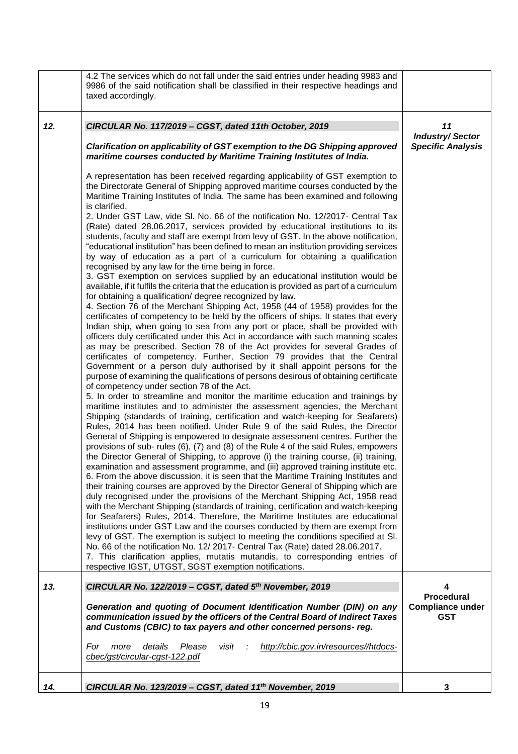| | | |
|---|---|---|
| | 4.2 The services which do not fall under the said entries under heading 9983 and 9986 of the said notification shall be classified in their respective headings and taxed accordingly. | |
| ***12.*** | ***CIRCULAR No. 117/2019 – CGST, dated 11th October, 2019***<br><br>***Clarification on applicability of GST exemption to the DG Shipping approved maritime courses conducted by Maritime Training Institutes of India.***<br><br>A representation has been received regarding applicability of GST exemption to the Directorate General of Shipping approved maritime courses conducted by the Maritime Training Institutes of India. The same has been examined and following is clarified.<br>2. Under GST Law, vide Sl. No. 66 of the notification No. 12/2017- Central Tax (Rate) dated 28.06.2017, services provided by educational institutions to its students, faculty and staff are exempt from levy of GST. In the above notification, "educational institution" has been defined to mean an institution providing services by way of education as a part of a curriculum for obtaining a qualification recognised by any law for the time being in force.<br>3. GST exemption on services supplied by an educational institution would be available, if it fulfils the criteria that the education is provided as part of a curriculum for obtaining a qualification/ degree recognized by law.<br>4. Section 76 of the Merchant Shipping Act, 1958 (44 of 1958) provides for the certificates of competency to be held by the officers of ships. It states that every Indian ship, when going to sea from any port or place, shall be provided with officers duly certificated under this Act in accordance with such manning scales as may be prescribed. Section 78 of the Act provides for several Grades of certificates of competency. Further, Section 79 provides that the Central Government or a person duly authorised by it shall appoint persons for the purpose of examining the qualifications of persons desirous of obtaining certificate of competency under section 78 of the Act.<br>5. In order to streamline and monitor the maritime education and trainings by maritime institutes and to administer the assessment agencies, the Merchant Shipping (standards of training, certification and watch-keeping for Seafarers) Rules, 2014 has been notified. Under Rule 9 of the said Rules, the Director General of Shipping is empowered to designate assessment centres. Further the provisions of sub- rules (6), (7) and (8) of the Rule 4 of the said Rules, empowers the Director General of Shipping, to approve (i) the training course, (ii) training, examination and assessment programme, and (iii) approved training institute etc.<br>6. From the above discussion, it is seen that the Maritime Training Institutes and their training courses are approved by the Director General of Shipping which are duly recognised under the provisions of the Merchant Shipping Act, 1958 read with the Merchant Shipping (standards of training, certification and watch-keeping for Seafarers) Rules, 2014. Therefore, the Maritime Institutes are educational institutions under GST Law and the courses conducted by them are exempt from levy of GST. The exemption is subject to meeting the conditions specified at Sl. No. 66 of the notification No. 12/ 2017- Central Tax (Rate) dated 28.06.2017.<br>7. This clarification applies, mutatis mutandis, to corresponding entries of respective IGST, UTGST, SGST exemption notifications. | ***11***<br>***Industry/ Sector Specific Analysis*** |
| ***13.*** | ***CIRCULAR No. 122/2019 – CGST, dated 5th November, 2019***<br><br>***Generation and quoting of Document Identification Number (DIN) on any communication issued by the officers of the Central Board of Indirect Taxes and Customs (CBIC) to tax payers and other concerned persons- reg.***<br><br>*For more details Please visit : http://cbic.gov.in/resources//htdocs-cbec/gst/circular-cgst-122.pdf* | **4**<br>**Procedural Compliance under GST** |
| ***14.*** | ***CIRCULAR No. 123/2019 – CGST, dated 11th November, 2019*** | **3** |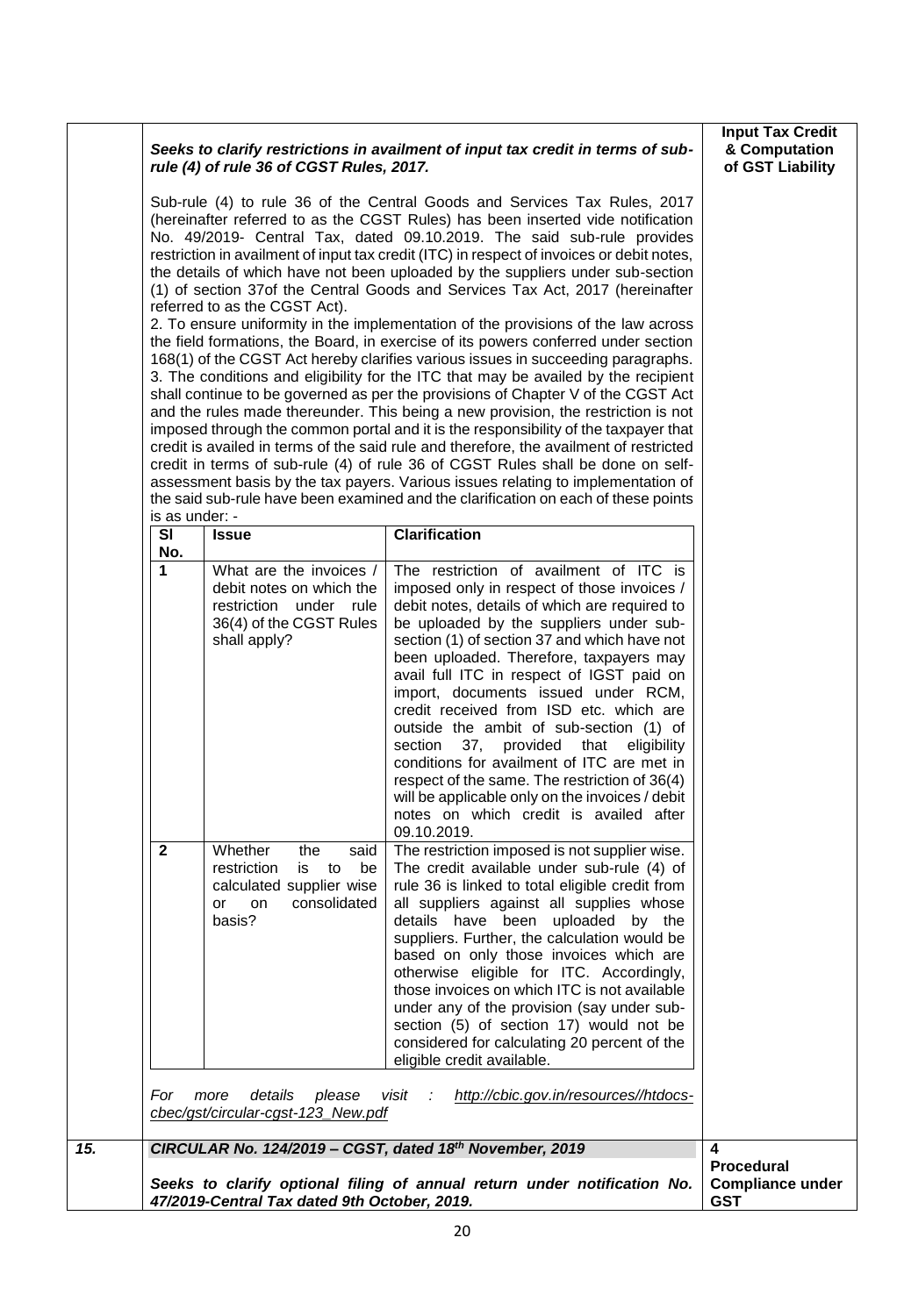**Input Tax Credit & Computation of GST Liability**

***Seeks to clarify restrictions in availment of input tax credit in terms of sub-rule (4) of rule 36 of CGST Rules, 2017.***

Sub-rule (4) to rule 36 of the Central Goods and Services Tax Rules, 2017 (hereinafter referred to as the CGST Rules) has been inserted vide notification No. 49/2019- Central Tax, dated 09.10.2019. The said sub-rule provides restriction in availment of input tax credit (ITC) in respect of invoices or debit notes, the details of which have not been uploaded by the suppliers under sub-section (1) of section 37of the Central Goods and Services Tax Act, 2017 (hereinafter referred to as the CGST Act).

2. To ensure uniformity in the implementation of the provisions of the law across the field formations, the Board, in exercise of its powers conferred under section 168(1) of the CGST Act hereby clarifies various issues in succeeding paragraphs.

3. The conditions and eligibility for the ITC that may be availed by the recipient shall continue to be governed as per the provisions of Chapter V of the CGST Act and the rules made thereunder. This being a new provision, the restriction is not imposed through the common portal and it is the responsibility of the taxpayer that credit is availed in terms of the said rule and therefore, the availment of restricted credit in terms of sub-rule (4) of rule 36 of CGST Rules shall be done on self-assessment basis by the tax payers. Various issues relating to implementation of the said sub-rule have been examined and the clarification on each of these points is as under: -

| Sl No. | Issue | Clarification |
|---|---|---|
| 1 | What are the invoices / debit notes on which the restriction under rule 36(4) of the CGST Rules shall apply? | The restriction of availment of ITC is imposed only in respect of those invoices / debit notes, details of which are required to be uploaded by the suppliers under sub-section (1) of section 37 and which have not been uploaded. Therefore, taxpayers may avail full ITC in respect of IGST paid on import, documents issued under RCM, credit received from ISD etc. which are outside the ambit of sub-section (1) of section 37, provided that eligibility conditions for availment of ITC are met in respect of the same. The restriction of 36(4) will be applicable only on the invoices / debit notes on which credit is availed after 09.10.2019. |
| 2 | Whether the said restriction is to be calculated supplier wise or on consolidated basis? | The restriction imposed is not supplier wise. The credit available under sub-rule (4) of rule 36 is linked to total eligible credit from all suppliers against all supplies whose details have been uploaded by the suppliers. Further, the calculation would be based on only those invoices which are otherwise eligible for ITC. Accordingly, those invoices on which ITC is not available under any of the provision (say under sub-section (5) of section 17) would not be considered for calculating 20 percent of the eligible credit available. |

*For more details please visit : http://cbic.gov.in/resources//htdocs-cbec/gst/circular-cgst-123_New.pdf*

| 15. | ***CIRCULAR No. 124/2019 – CGST, dated 18th November, 2019*** | **4 Procedural Compliance under GST** |
|---|---|---|

***Seeks to clarify optional filing of annual return under notification No. 47/2019-Central Tax dated 9th October, 2019.***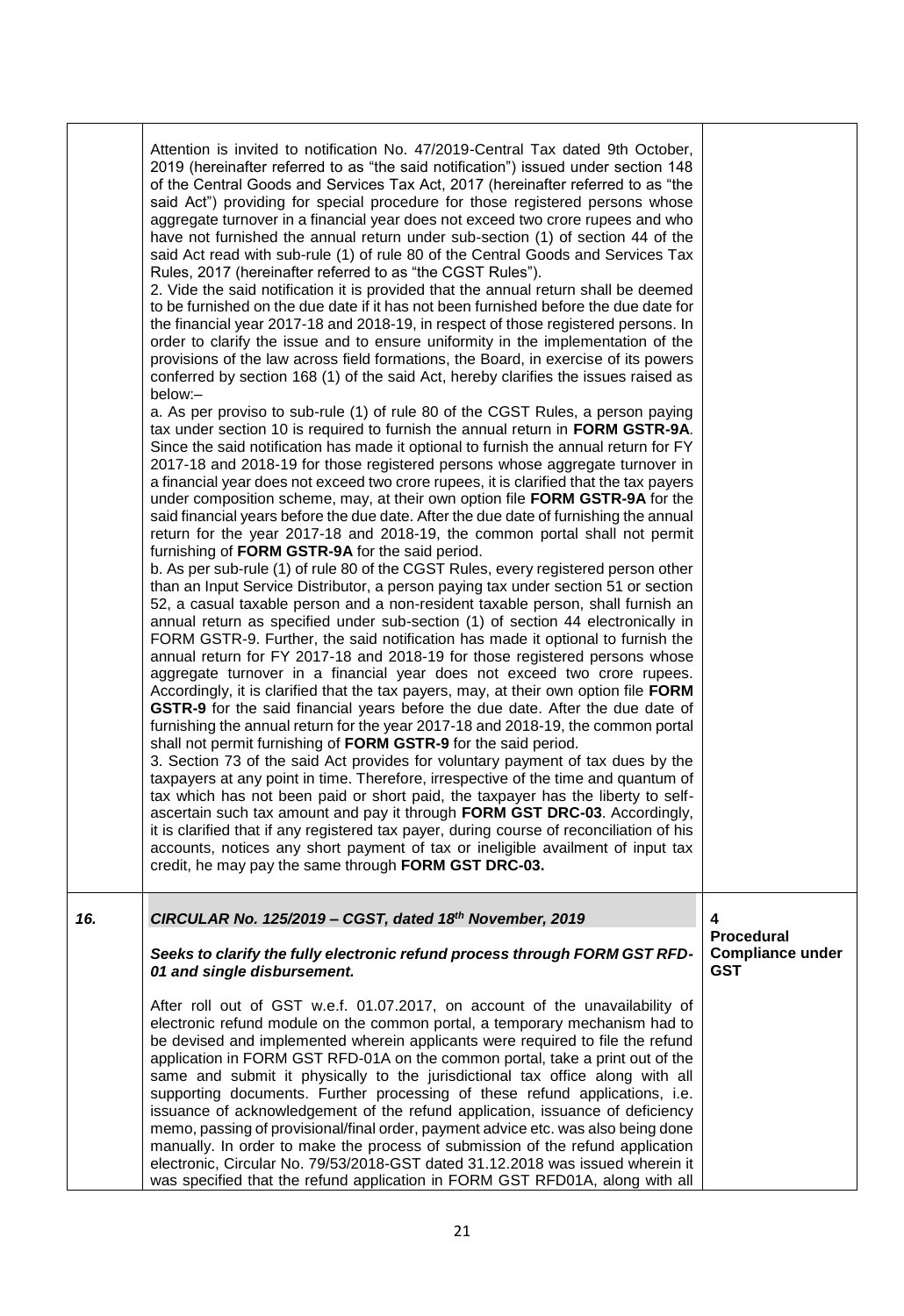| | | |
|---|---|---|
| | Attention is invited to notification No. 47/2019-Central Tax dated 9th October, 2019 (hereinafter referred to as "the said notification") issued under section 148 of the Central Goods and Services Tax Act, 2017 (hereinafter referred to as "the said Act") providing for special procedure for those registered persons whose aggregate turnover in a financial year does not exceed two crore rupees and who have not furnished the annual return under sub-section (1) of section 44 of the said Act read with sub-rule (1) of rule 80 of the Central Goods and Services Tax Rules, 2017 (hereinafter referred to as "the CGST Rules").<br>2. Vide the said notification it is provided that the annual return shall be deemed to be furnished on the due date if it has not been furnished before the due date for the financial year 2017-18 and 2018-19, in respect of those registered persons. In order to clarify the issue and to ensure uniformity in the implementation of the provisions of the law across field formations, the Board, in exercise of its powers conferred by section 168 (1) of the said Act, hereby clarifies the issues raised as below:–<br>a. As per proviso to sub-rule (1) of rule 80 of the CGST Rules, a person paying tax under section 10 is required to furnish the annual return in **FORM GSTR-9A**. Since the said notification has made it optional to furnish the annual return for FY 2017-18 and 2018-19 for those registered persons whose aggregate turnover in a financial year does not exceed two crore rupees, it is clarified that the tax payers under composition scheme, may, at their own option file **FORM GSTR-9A** for the said financial years before the due date. After the due date of furnishing the annual return for the year 2017-18 and 2018-19, the common portal shall not permit furnishing of **FORM GSTR-9A** for the said period.<br>b. As per sub-rule (1) of rule 80 of the CGST Rules, every registered person other than an Input Service Distributor, a person paying tax under section 51 or section 52, a casual taxable person and a non-resident taxable person, shall furnish an annual return as specified under sub-section (1) of section 44 electronically in FORM GSTR-9. Further, the said notification has made it optional to furnish the annual return for FY 2017-18 and 2018-19 for those registered persons whose aggregate turnover in a financial year does not exceed two crore rupees. Accordingly, it is clarified that the tax payers, may, at their own option file **FORM GSTR-9** for the said financial years before the due date. After the due date of furnishing the annual return for the year 2017-18 and 2018-19, the common portal shall not permit furnishing of **FORM GSTR-9** for the said period.<br>3. Section 73 of the said Act provides for voluntary payment of tax dues by the taxpayers at any point in time. Therefore, irrespective of the time and quantum of tax which has not been paid or short paid, the taxpayer has the liberty to self-ascertain such tax amount and pay it through **FORM GST DRC-03**. Accordingly, it is clarified that if any registered tax payer, during course of reconciliation of his accounts, notices any short payment of tax or ineligible availment of input tax credit, he may pay the same through **FORM GST DRC-03.** | |
| ***16.*** | ***CIRCULAR No. 125/2019 – CGST, dated 18th November, 2019***<br><br>***Seeks to clarify the fully electronic refund process through FORM GST RFD-01 and single disbursement.***<br><br>After roll out of GST w.e.f. 01.07.2017, on account of the unavailability of electronic refund module on the common portal, a temporary mechanism had to be devised and implemented wherein applicants were required to file the refund application in FORM GST RFD-01A on the common portal, take a print out of the same and submit it physically to the jurisdictional tax office along with all supporting documents. Further processing of these refund applications, i.e. issuance of acknowledgement of the refund application, issuance of deficiency memo, passing of provisional/final order, payment advice etc. was also being done manually. In order to make the process of submission of the refund application electronic, Circular No. 79/53/2018-GST dated 31.12.2018 was issued wherein it was specified that the refund application in FORM GST RFD01A, along with all | **4**<br>**Procedural Compliance under GST** |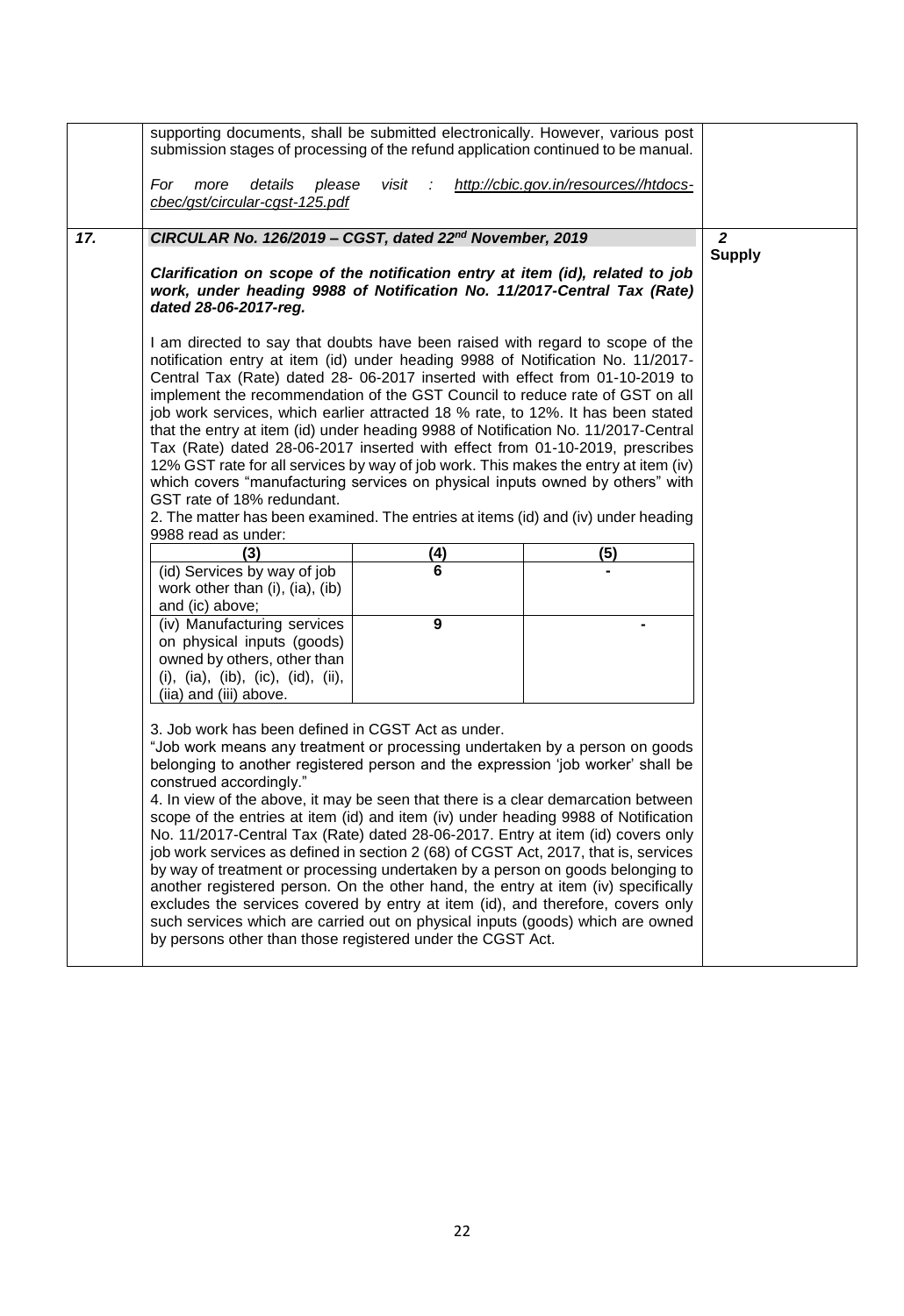| | | |
|---|---|---|
| | supporting documents, shall be submitted electronically. However, various post submission stages of processing of the refund application continued to be manual.<br><br>*For more details please visit : [http://cbic.gov.in/resources//htdocs-cbec/gst/circular-cgst-125.pdf](http://cbic.gov.in/resources//htdocs-cbec/gst/circular-cgst-125.pdf)* | |
| ***17.*** | ***CIRCULAR No. 126/2019 – CGST, dated 22nd November, 2019***<br><br>***Clarification on scope of the notification entry at item (id), related to job work, under heading 9988 of Notification No. 11/2017-Central Tax (Rate) dated 28-06-2017-reg.***<br><br>I am directed to say that doubts have been raised with regard to scope of the notification entry at item (id) under heading 9988 of Notification No. 11/2017-Central Tax (Rate) dated 28- 06-2017 inserted with effect from 01-10-2019 to implement the recommendation of the GST Council to reduce rate of GST on all job work services, which earlier attracted 18 % rate, to 12%. It has been stated that the entry at item (id) under heading 9988 of Notification No. 11/2017-Central Tax (Rate) dated 28-06-2017 inserted with effect from 01-10-2019, prescribes 12% GST rate for all services by way of job work. This makes the entry at item (iv) which covers "manufacturing services on physical inputs owned by others" with GST rate of 18% redundant.<br>2. The matter has been examined. The entries at items (id) and (iv) under heading 9988 read as under:<br><br>**(3)** \| **(4)** \| **(5)**<br>(id) Services by way of job work other than (i), (ia), (ib) and (ic) above; \| **6** \| **-**<br>(iv) Manufacturing services on physical inputs (goods) owned by others, other than (i), (ia), (ib), (ic), (id), (ii), (iia) and (iii) above. \| **9** \| **-**<br><br>3. Job work has been defined in CGST Act as under.<br>"Job work means any treatment or processing undertaken by a person on goods belonging to another registered person and the expression 'job worker' shall be construed accordingly."<br>4. In view of the above, it may be seen that there is a clear demarcation between scope of the entries at item (id) and item (iv) under heading 9988 of Notification No. 11/2017-Central Tax (Rate) dated 28-06-2017. Entry at item (id) covers only job work services as defined in section 2 (68) of CGST Act, 2017, that is, services by way of treatment or processing undertaken by a person on goods belonging to another registered person. On the other hand, the entry at item (iv) specifically excludes the services covered by entry at item (id), and therefore, covers only such services which are carried out on physical inputs (goods) which are owned by persons other than those registered under the CGST Act. | ***2***<br>**Supply** |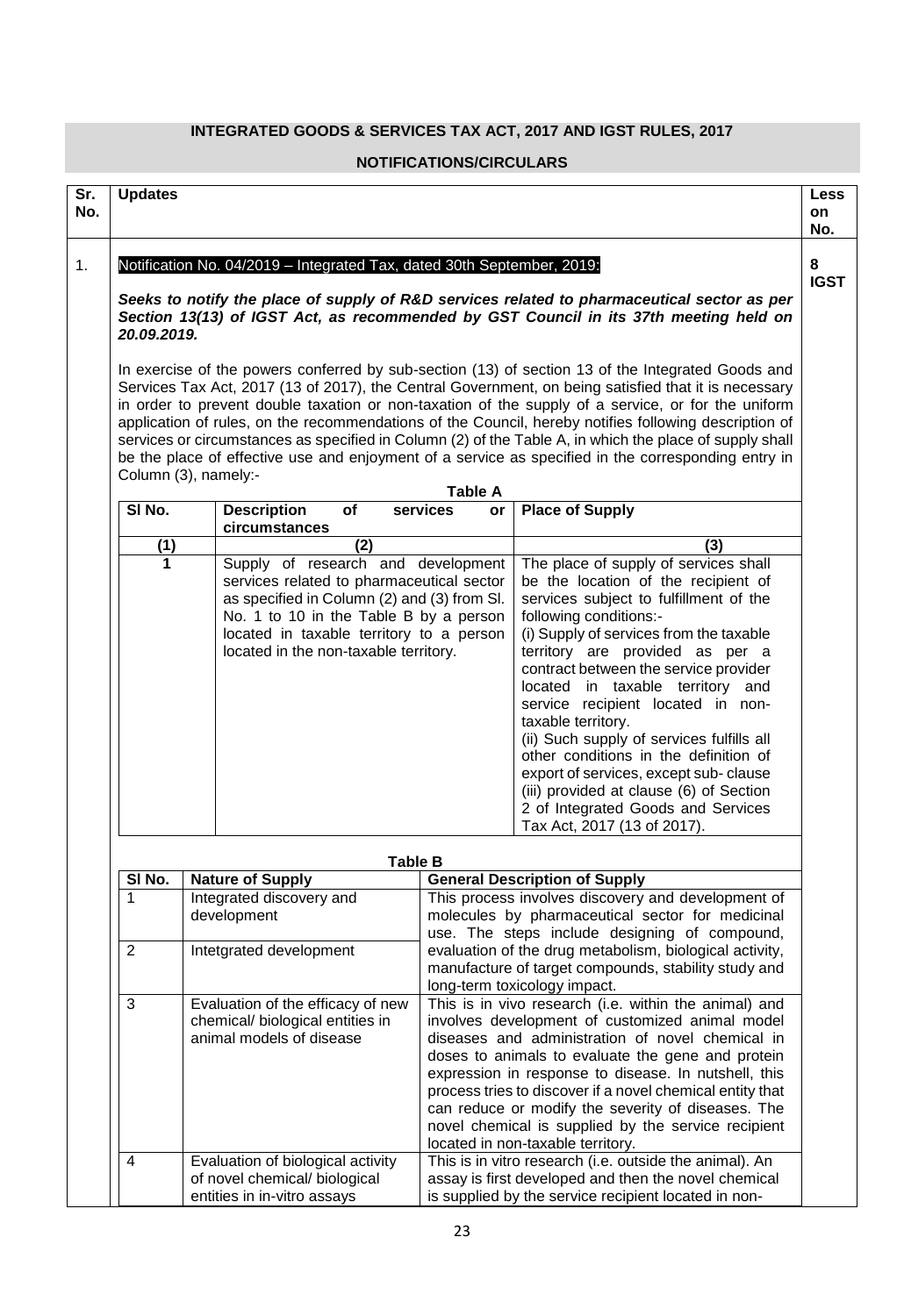## INTEGRATED GOODS & SERVICES TAX ACT, 2017 AND IGST RULES, 2017

### NOTIFICATIONS/CIRCULARS

| Sr. No. | Updates | Less on No. |
|---|---|---|
| 1. | Notification No. 04/2019 – Integrated Tax, dated 30th September, 2019: | 8 IGST |

***Seeks to notify the place of supply of R&D services related to pharmaceutical sector as per Section 13(13) of IGST Act, as recommended by GST Council in its 37th meeting held on 20.09.2019.***

In exercise of the powers conferred by sub-section (13) of section 13 of the Integrated Goods and Services Tax Act, 2017 (13 of 2017), the Central Government, on being satisfied that it is necessary in order to prevent double taxation or non-taxation of the supply of a service, or for the uniform application of rules, on the recommendations of the Council, hereby notifies following description of services or circumstances as specified in Column (2) of the Table A, in which the place of supply shall be the place of effective use and enjoyment of a service as specified in the corresponding entry in Column (3), namely:-

**Table A**

| Sl No. | Description of services or circumstances | Place of Supply |
|---|---|---|
| (1) | (2) | (3) |
| 1 | Supply of research and development services related to pharmaceutical sector as specified in Column (2) and (3) from Sl. No. 1 to 10 in the Table B by a person located in taxable territory to a person located in the non-taxable territory. | The place of supply of services shall be the location of the recipient of services subject to fulfillment of the following conditions:-<br>(i) Supply of services from the taxable territory are provided as per a contract between the service provider located in taxable territory and service recipient located in non-taxable territory.<br>(ii) Such supply of services fulfills all other conditions in the definition of export of services, except sub- clause (iii) provided at clause (6) of Section 2 of Integrated Goods and Services Tax Act, 2017 (13 of 2017). |

**Table B**

| Sl No. | Nature of Supply | General Description of Supply |
|---|---|---|
| 1 | Integrated discovery and development | This process involves discovery and development of molecules by pharmaceutical sector for medicinal use. The steps include designing of compound, evaluation of the drug metabolism, biological activity, manufacture of target compounds, stability study and long-term toxicology impact. |
| 2 | Intetgrated development | |
| 3 | Evaluation of the efficacy of new chemical/ biological entities in animal models of disease | This is in vivo research (i.e. within the animal) and involves development of customized animal model diseases and administration of novel chemical in doses to animals to evaluate the gene and protein expression in response to disease. In nutshell, this process tries to discover if a novel chemical entity that can reduce or modify the severity of diseases. The novel chemical is supplied by the service recipient located in non-taxable territory. |
| 4 | Evaluation of biological activity of novel chemical/ biological entities in in-vitro assays | This is in vitro research (i.e. outside the animal). An assay is first developed and then the novel chemical is supplied by the service recipient located in non- |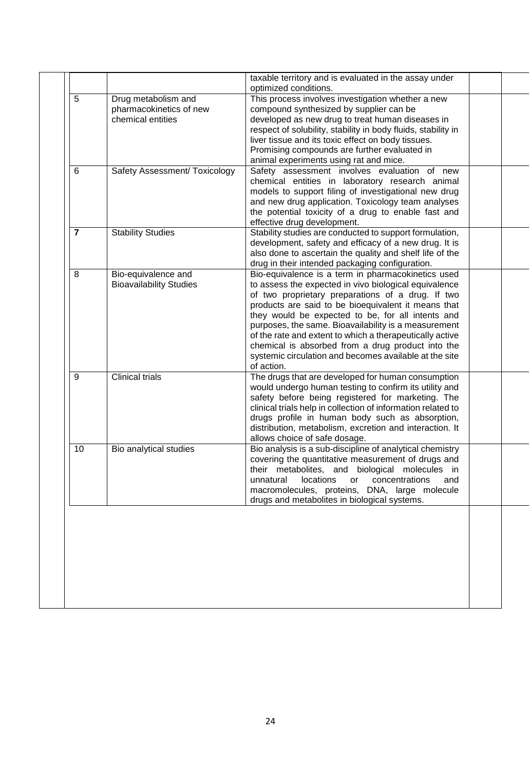| | | | |
|---|---|---|---|
| | | taxable territory and is evaluated in the assay under optimized conditions. | |
| 5 | Drug metabolism and pharmacokinetics of new chemical entities | This process involves investigation whether a new compound synthesized by supplier can be developed as new drug to treat human diseases in respect of solubility, stability in body fluids, stability in liver tissue and its toxic effect on body tissues. Promising compounds are further evaluated in animal experiments using rat and mice. | |
| 6 | Safety Assessment/ Toxicology | Safety assessment involves evaluation of new chemical entities in laboratory research animal models to support filing of investigational new drug and new drug application. Toxicology team analyses the potential toxicity of a drug to enable fast and effective drug development. | |
| **7** | Stability Studies | Stability studies are conducted to support formulation, development, safety and efficacy of a new drug. It is also done to ascertain the quality and shelf life of the drug in their intended packaging configuration. | |
| 8 | Bio-equivalence and Bioavailability Studies | Bio-equivalence is a term in pharmacokinetics used to assess the expected in vivo biological equivalence of two proprietary preparations of a drug. If two products are said to be bioequivalent it means that they would be expected to be, for all intents and purposes, the same. Bioavailability is a measurement of the rate and extent to which a therapeutically active chemical is absorbed from a drug product into the systemic circulation and becomes available at the site of action. | |
| 9 | Clinical trials | The drugs that are developed for human consumption would undergo human testing to confirm its utility and safety before being registered for marketing. The clinical trials help in collection of information related to drugs profile in human body such as absorption, distribution, metabolism, excretion and interaction. It allows choice of safe dosage. | |
| 10 | Bio analytical studies | Bio analysis is a sub-discipline of analytical chemistry covering the quantitative measurement of drugs and their metabolites, and biological molecules in unnatural locations or concentrations and macromolecules, proteins, DNA, large molecule drugs and metabolites in biological systems. | |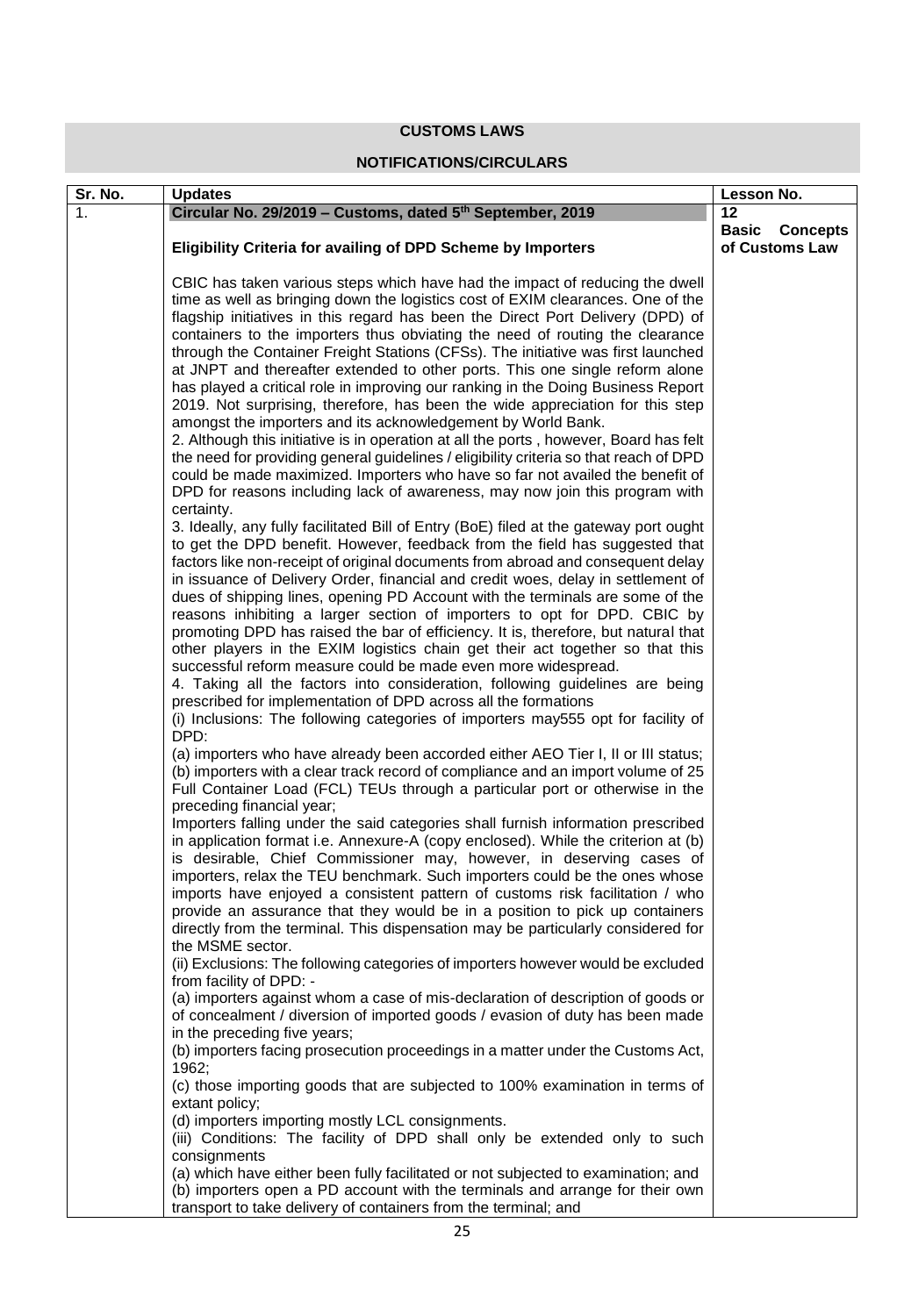# CUSTOMS LAWS

## NOTIFICATIONS/CIRCULARS

| Sr. No. | Updates | Lesson No. |
|---|---|---|
| 1. | **Circular No. 29/2019 – Customs, dated 5th September, 2019**<br><br>**Eligibility Criteria for availing of DPD Scheme by Importers**<br><br>CBIC has taken various steps which have had the impact of reducing the dwell time as well as bringing down the logistics cost of EXIM clearances. One of the flagship initiatives in this regard has been the Direct Port Delivery (DPD) of containers to the importers thus obviating the need of routing the clearance through the Container Freight Stations (CFSs). The initiative was first launched at JNPT and thereafter extended to other ports. This one single reform alone has played a critical role in improving our ranking in the Doing Business Report 2019. Not surprising, therefore, has been the wide appreciation for this step amongst the importers and its acknowledgement by World Bank.<br>2. Although this initiative is in operation at all the ports , however, Board has felt the need for providing general guidelines / eligibility criteria so that reach of DPD could be made maximized. Importers who have so far not availed the benefit of DPD for reasons including lack of awareness, may now join this program with certainty.<br>3. Ideally, any fully facilitated Bill of Entry (BoE) filed at the gateway port ought to get the DPD benefit. However, feedback from the field has suggested that factors like non-receipt of original documents from abroad and consequent delay in issuance of Delivery Order, financial and credit woes, delay in settlement of dues of shipping lines, opening PD Account with the terminals are some of the reasons inhibiting a larger section of importers to opt for DPD. CBIC by promoting DPD has raised the bar of efficiency. It is, therefore, but natural that other players in the EXIM logistics chain get their act together so that this successful reform measure could be made even more widespread.<br>4. Taking all the factors into consideration, following guidelines are being prescribed for implementation of DPD across all the formations<br>(i) Inclusions: The following categories of importers may555 opt for facility of DPD:<br>(a) importers who have already been accorded either AEO Tier I, II or III status;<br>(b) importers with a clear track record of compliance and an import volume of 25 Full Container Load (FCL) TEUs through a particular port or otherwise in the preceding financial year;<br>Importers falling under the said categories shall furnish information prescribed in application format i.e. Annexure-A (copy enclosed). While the criterion at (b) is desirable, Chief Commissioner may, however, in deserving cases of importers, relax the TEU benchmark. Such importers could be the ones whose imports have enjoyed a consistent pattern of customs risk facilitation / who provide an assurance that they would be in a position to pick up containers directly from the terminal. This dispensation may be particularly considered for the MSME sector.<br>(ii) Exclusions: The following categories of importers however would be excluded from facility of DPD: -<br>(a) importers against whom a case of mis-declaration of description of goods or of concealment / diversion of imported goods / evasion of duty has been made in the preceding five years;<br>(b) importers facing prosecution proceedings in a matter under the Customs Act, 1962;<br>(c) those importing goods that are subjected to 100% examination in terms of extant policy;<br>(d) importers importing mostly LCL consignments.<br>(iii) Conditions: The facility of DPD shall only be extended only to such consignments<br>(a) which have either been fully facilitated or not subjected to examination; and<br>(b) importers open a PD account with the terminals and arrange for their own transport to take delivery of containers from the terminal; and | **12**<br>**Basic Concepts of Customs Law** |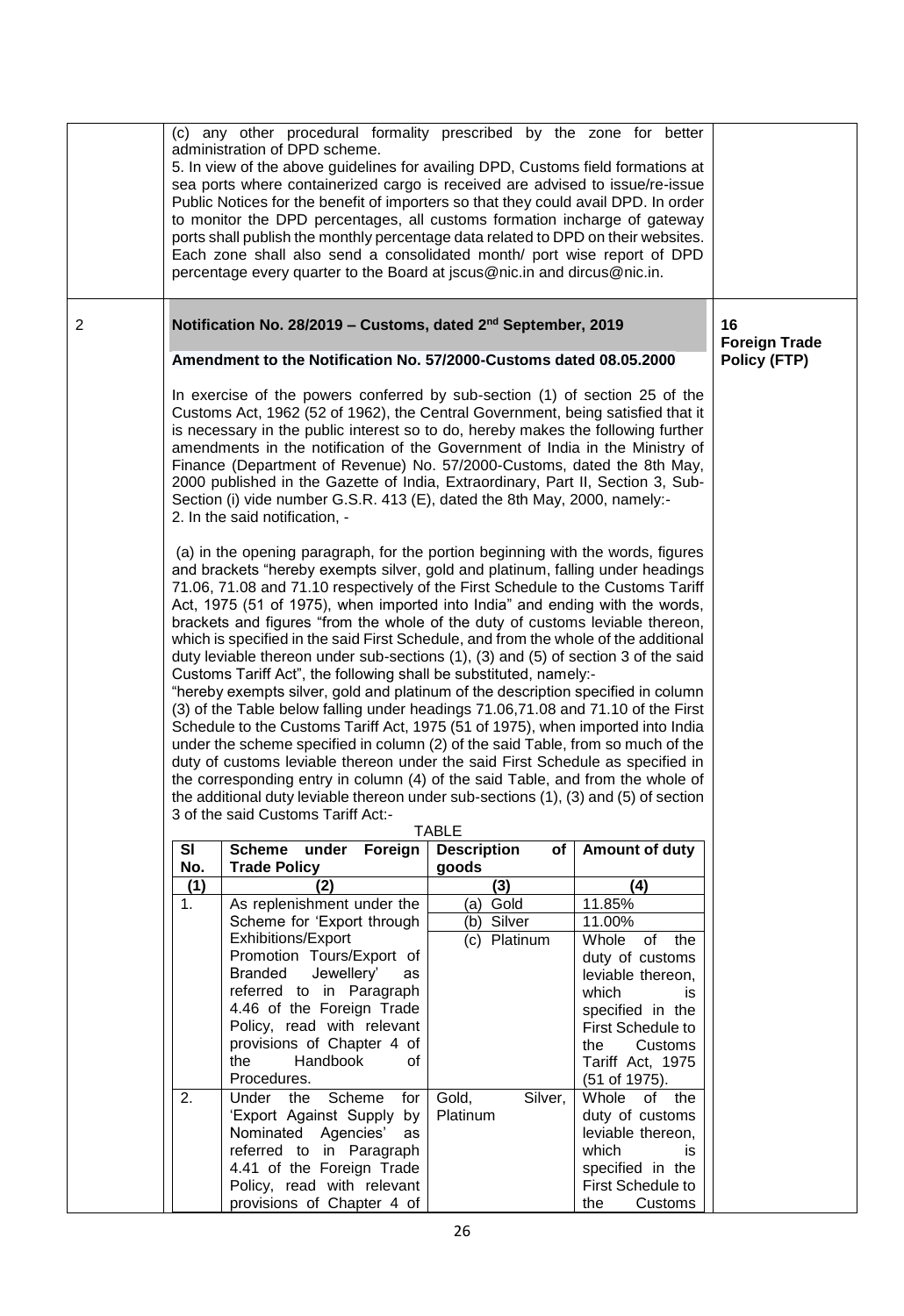(c) any other procedural formality prescribed by the zone for better administration of DPD scheme.

5. In view of the above guidelines for availing DPD, Customs field formations at sea ports where containerized cargo is received are advised to issue/re-issue Public Notices for the benefit of importers so that they could avail DPD. In order to monitor the DPD percentages, all customs formation incharge of gateway ports shall publish the monthly percentage data related to DPD on their websites. Each zone shall also send a consolidated month/ port wise report of DPD percentage every quarter to the Board at jscus@nic.in and dircus@nic.in.

2

**Notification No. 28/2019 – Customs, dated 2nd September, 2019**

**16 Foreign Trade Policy (FTP)**

**Amendment to the Notification No. 57/2000-Customs dated 08.05.2000**

In exercise of the powers conferred by sub-section (1) of section 25 of the Customs Act, 1962 (52 of 1962), the Central Government, being satisfied that it is necessary in the public interest so to do, hereby makes the following further amendments in the notification of the Government of India in the Ministry of Finance (Department of Revenue) No. 57/2000-Customs, dated the 8th May, 2000 published in the Gazette of India, Extraordinary, Part II, Section 3, Sub-Section (i) vide number G.S.R. 413 (E), dated the 8th May, 2000, namely:-

2. In the said notification, -

(a) in the opening paragraph, for the portion beginning with the words, figures and brackets "hereby exempts silver, gold and platinum, falling under headings 71.06, 71.08 and 71.10 respectively of the First Schedule to the Customs Tariff Act, 1975 (51 of 1975), when imported into India" and ending with the words, brackets and figures "from the whole of the duty of customs leviable thereon, which is specified in the said First Schedule, and from the whole of the additional duty leviable thereon under sub-sections (1), (3) and (5) of section 3 of the said Customs Tariff Act", the following shall be substituted, namely:-

"hereby exempts silver, gold and platinum of the description specified in column (3) of the Table below falling under headings 71.06,71.08 and 71.10 of the First Schedule to the Customs Tariff Act, 1975 (51 of 1975), when imported into India under the scheme specified in column (2) of the said Table, from so much of the duty of customs leviable thereon under the said First Schedule as specified in the corresponding entry in column (4) of the said Table, and from the whole of the additional duty leviable thereon under sub-sections (1), (3) and (5) of section 3 of the said Customs Tariff Act:-

TABLE

| Sl No. | Scheme under Foreign Trade Policy | Description of goods | Amount of duty |
|---|---|---|---|
| (1) | (2) | (3) | (4) |
| 1. | As replenishment under the Scheme for 'Export through Exhibitions/Export Promotion Tours/Export of Branded Jewellery' as referred to in Paragraph 4.46 of the Foreign Trade Policy, read with relevant provisions of Chapter 4 of the Handbook of Procedures. | (a) Gold | 11.85% |
| | | (b) Silver | 11.00% |
| | | (c) Platinum | Whole of the duty of customs leviable thereon, which is specified in the First Schedule to the Customs Tariff Act, 1975 (51 of 1975). |
| 2. | Under the Scheme for 'Export Against Supply by Nominated Agencies' as referred to in Paragraph 4.41 of the Foreign Trade Policy, read with relevant provisions of Chapter 4 of | Gold, Silver, Platinum | Whole of the duty of customs leviable thereon, which is specified in the First Schedule to the Customs |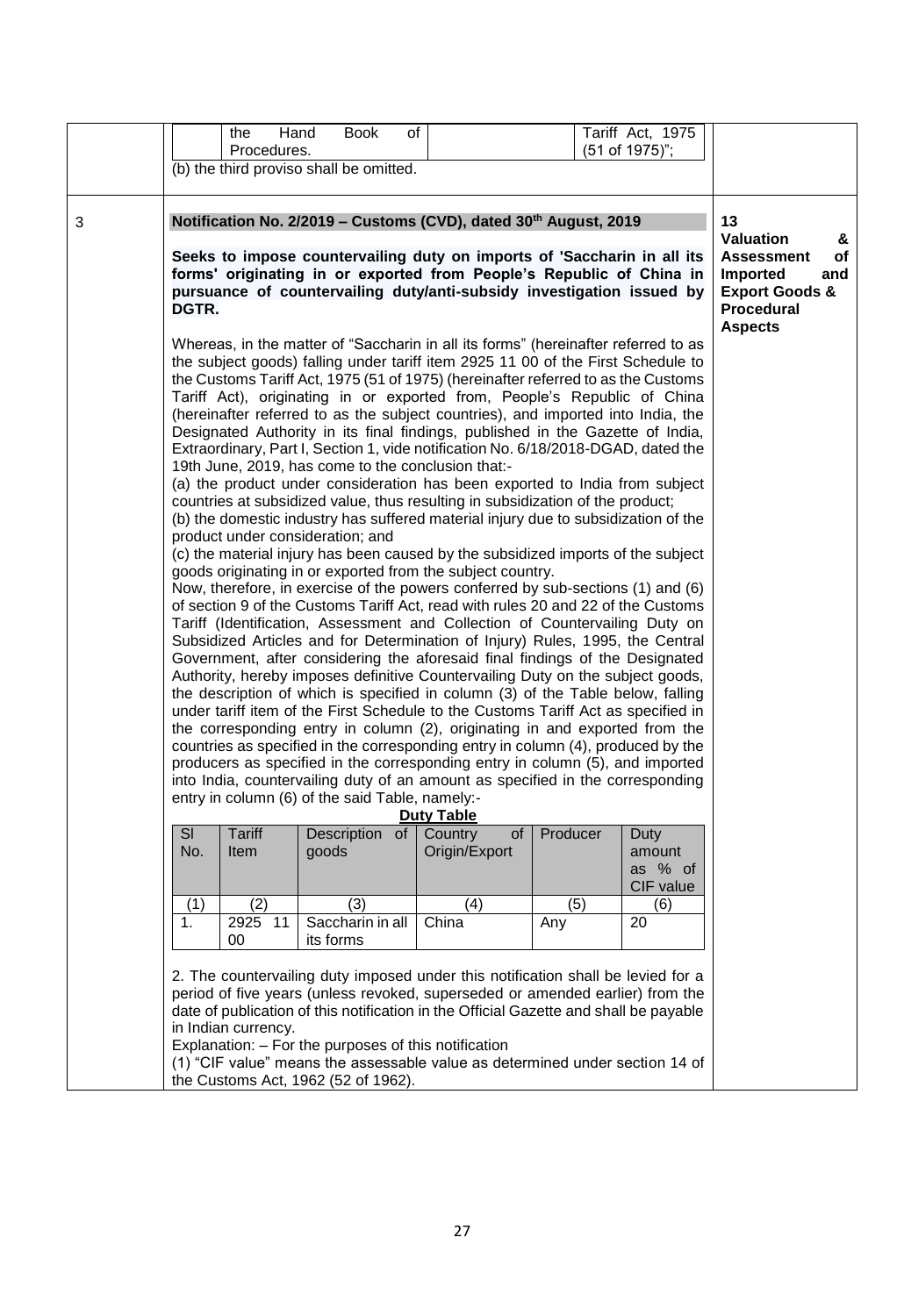| | | | | | | |
|---|---|---|---|---|---|---|
| | the Hand Book of Procedures. | | | Tariff Act, 1975 (51 of 1975)"; | | |

(b) the third proviso shall be omitted.

| 3 | Notification No. 2/2019 – Customs (CVD), dated 30th August, 2019 | 13 Valuation & Assessment of Imported and Export Goods & Procedural Aspects |
|---|---|---|

**Notification No. 2/2019 – Customs (CVD), dated 30th August, 2019**

**Seeks to impose countervailing duty on imports of 'Saccharin in all its forms' originating in or exported from People's Republic of China in pursuance of countervailing duty/anti-subsidy investigation issued by DGTR.**

Whereas, in the matter of "Saccharin in all its forms" (hereinafter referred to as the subject goods) falling under tariff item 2925 11 00 of the First Schedule to the Customs Tariff Act, 1975 (51 of 1975) (hereinafter referred to as the Customs Tariff Act), originating in or exported from, People's Republic of China (hereinafter referred to as the subject countries), and imported into India, the Designated Authority in its final findings, published in the Gazette of India, Extraordinary, Part I, Section 1, vide notification No. 6/18/2018-DGAD, dated the 19th June, 2019, has come to the conclusion that:-

(a) the product under consideration has been exported to India from subject countries at subsidized value, thus resulting in subsidization of the product;

(b) the domestic industry has suffered material injury due to subsidization of the product under consideration; and

(c) the material injury has been caused by the subsidized imports of the subject goods originating in or exported from the subject country.

Now, therefore, in exercise of the powers conferred by sub-sections (1) and (6) of section 9 of the Customs Tariff Act, read with rules 20 and 22 of the Customs Tariff (Identification, Assessment and Collection of Countervailing Duty on Subsidized Articles and for Determination of Injury) Rules, 1995, the Central Government, after considering the aforesaid final findings of the Designated Authority, hereby imposes definitive Countervailing Duty on the subject goods, the description of which is specified in column (3) of the Table below, falling under tariff item of the First Schedule to the Customs Tariff Act as specified in the corresponding entry in column (2), originating in and exported from the countries as specified in the corresponding entry in column (4), produced by the producers as specified in the corresponding entry in column (5), and imported into India, countervailing duty of an amount as specified in the corresponding entry in column (6) of the said Table, namely:-

**Duty Table**

| Sl No. | Tariff Item | Description of goods | Country of Origin/Export | Producer | Duty amount as % of CIF value |
|---|---|---|---|---|---|
| (1) | (2) | (3) | (4) | (5) | (6) |
| 1. | 2925 11 00 | Saccharin in all its forms | China | Any | 20 |

2. The countervailing duty imposed under this notification shall be levied for a period of five years (unless revoked, superseded or amended earlier) from the date of publication of this notification in the Official Gazette and shall be payable in Indian currency.

Explanation: – For the purposes of this notification

(1) "CIF value" means the assessable value as determined under section 14 of the Customs Act, 1962 (52 of 1962).